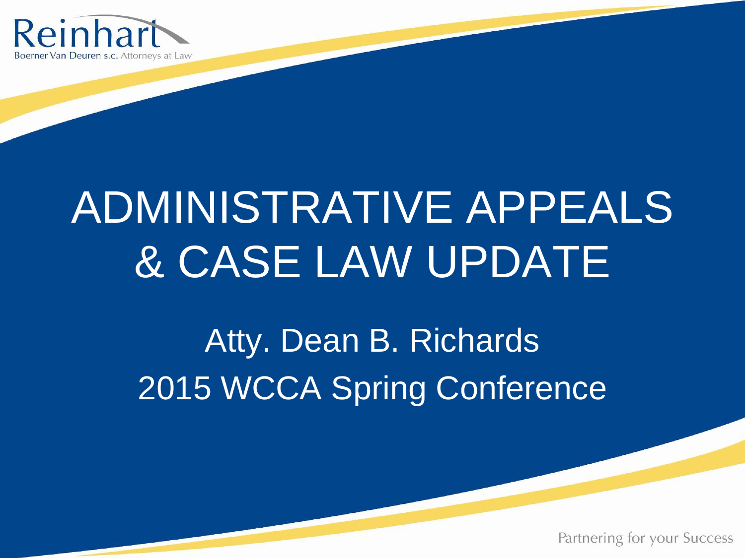Reinhart
Boerner Van Deuren s.c. Attorneys at Law

# ADMINISTRATIVE APPEALS & CASE LAW UPDATE

Atty. Dean B. Richards

2015 WCCA Spring Conference

Partnering for your Success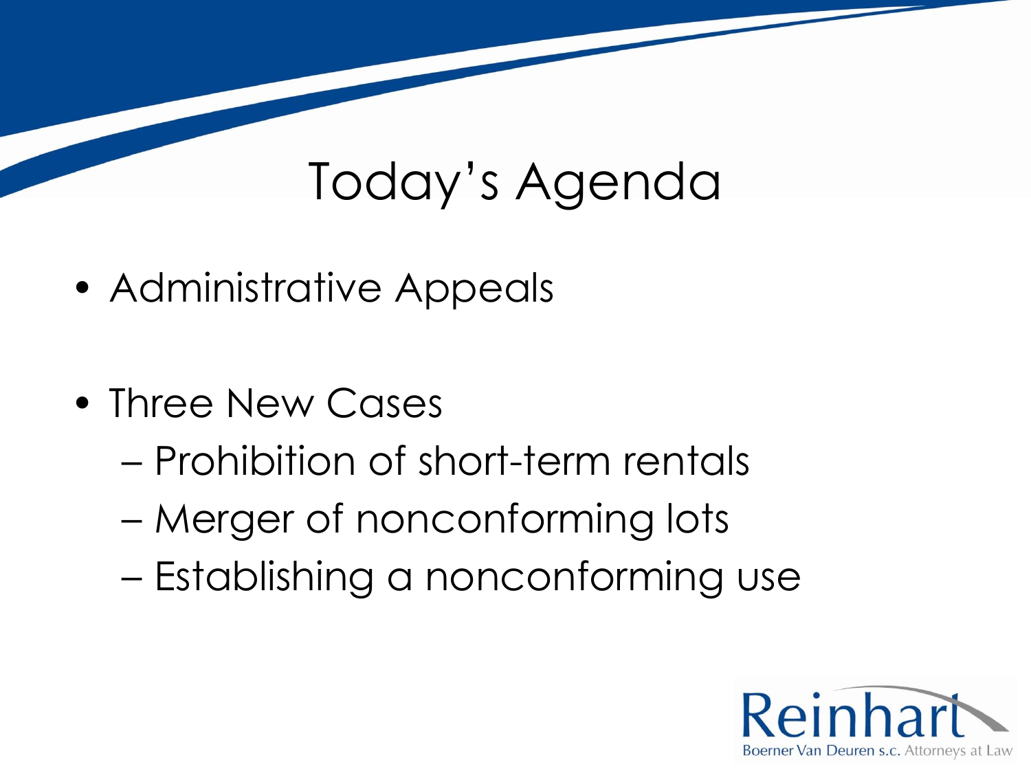# Today's Agenda

- Administrative Appeals
- Three New Cases
  - Prohibition of short-term rentals
  - Merger of nonconforming lots
  - Establishing a nonconforming use

Reinhart Boerner Van Deuren s.c. Attorneys at Law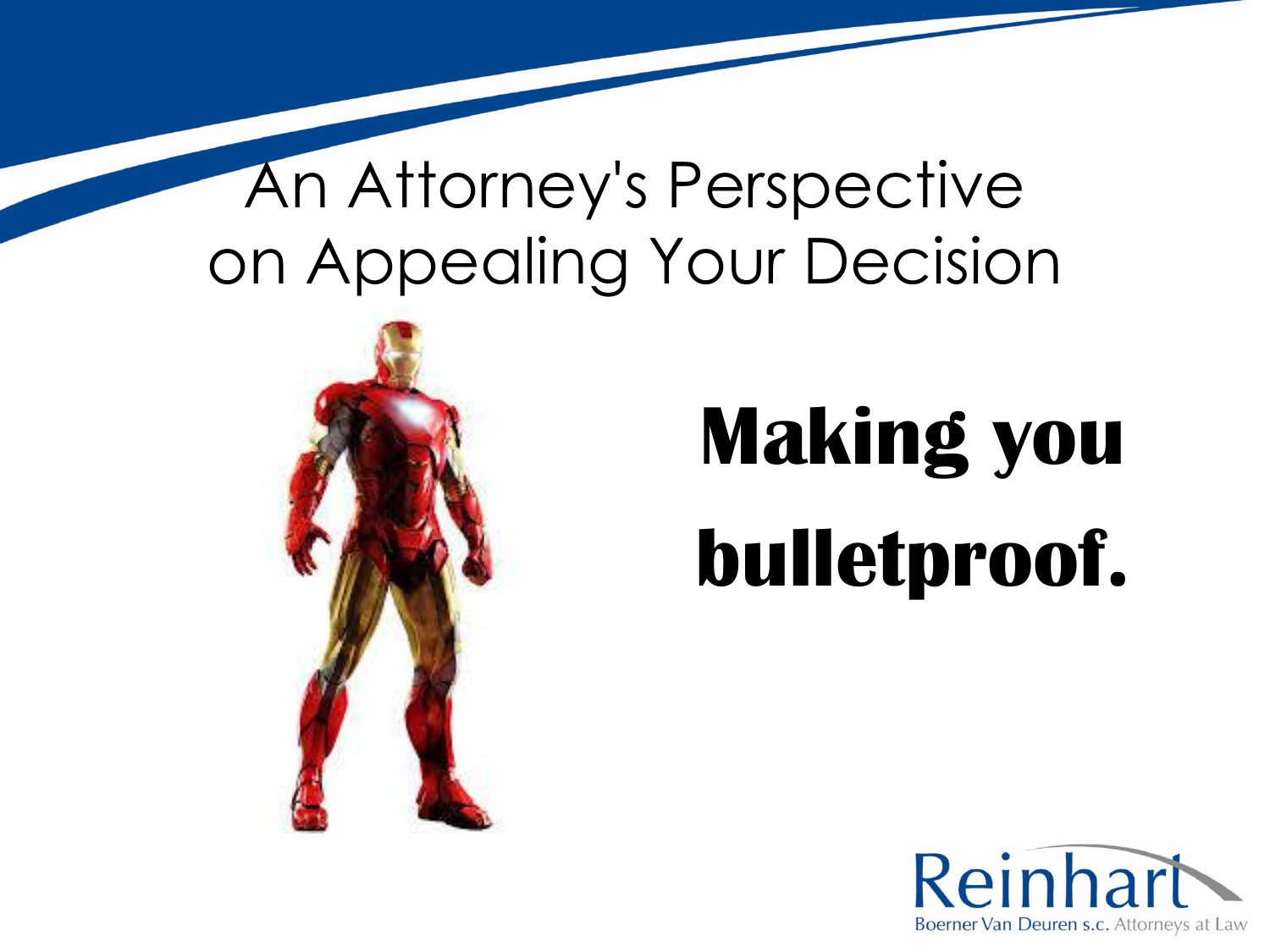# An Attorney's Perspective on Appealing Your Decision

**Making you bulletproof.**

Reinhart Boerner Van Deuren s.c. Attorneys at Law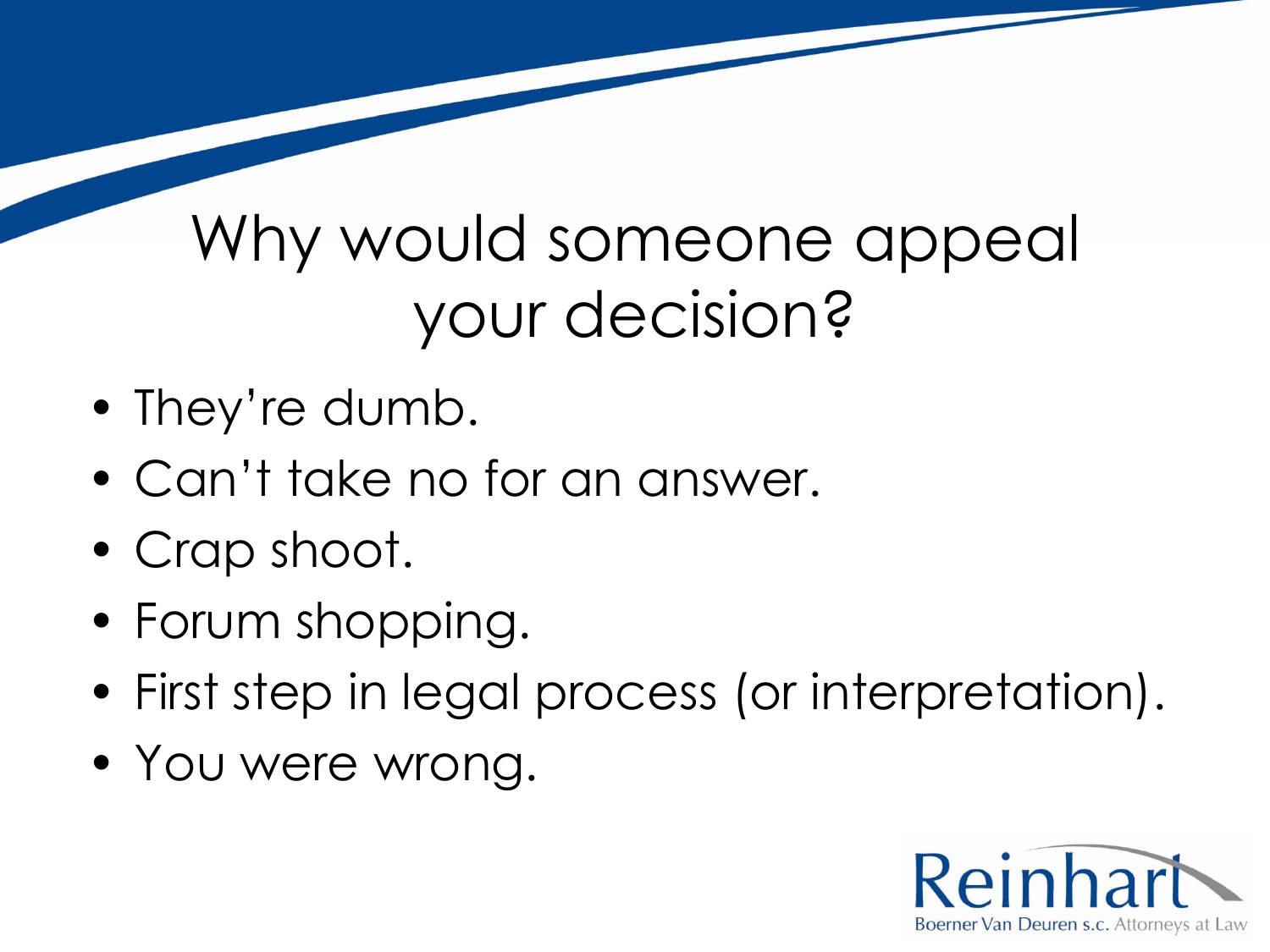# Why would someone appeal your decision?

- They’re dumb.
- Can’t take no for an answer.
- Crap shoot.
- Forum shopping.
- First step in legal process (or interpretation).
- You were wrong.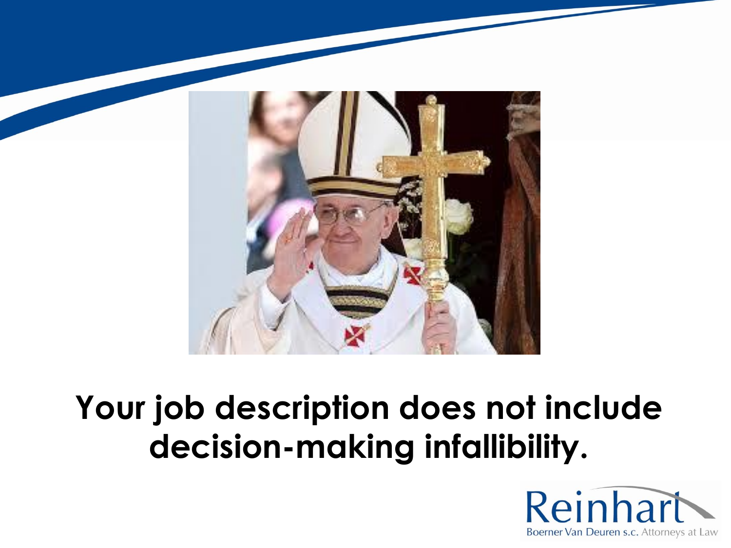**Your job description does not include decision-making infallibility.**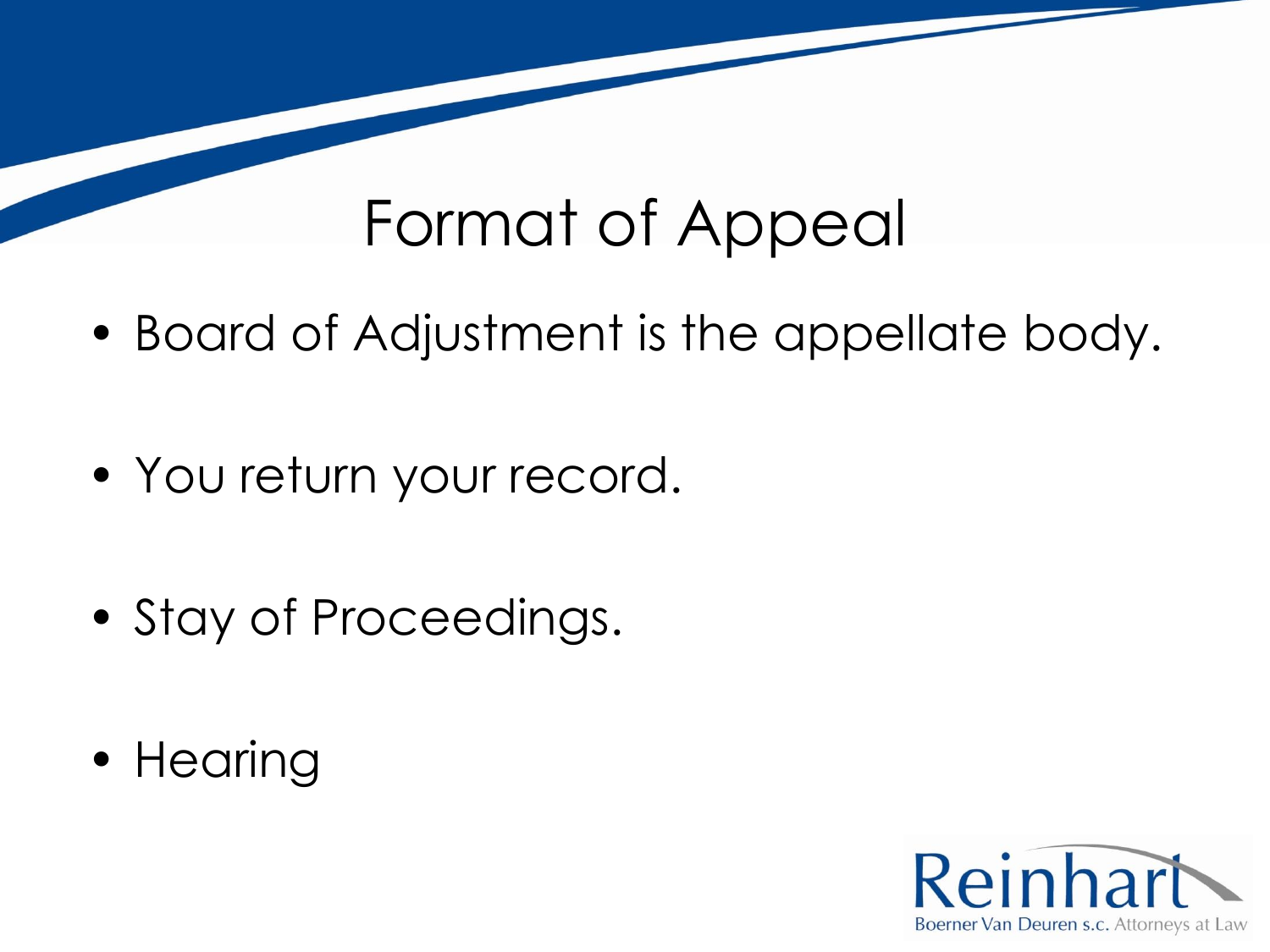# Format of Appeal

- Board of Adjustment is the appellate body.
- You return your record.
- Stay of Proceedings.
- Hearing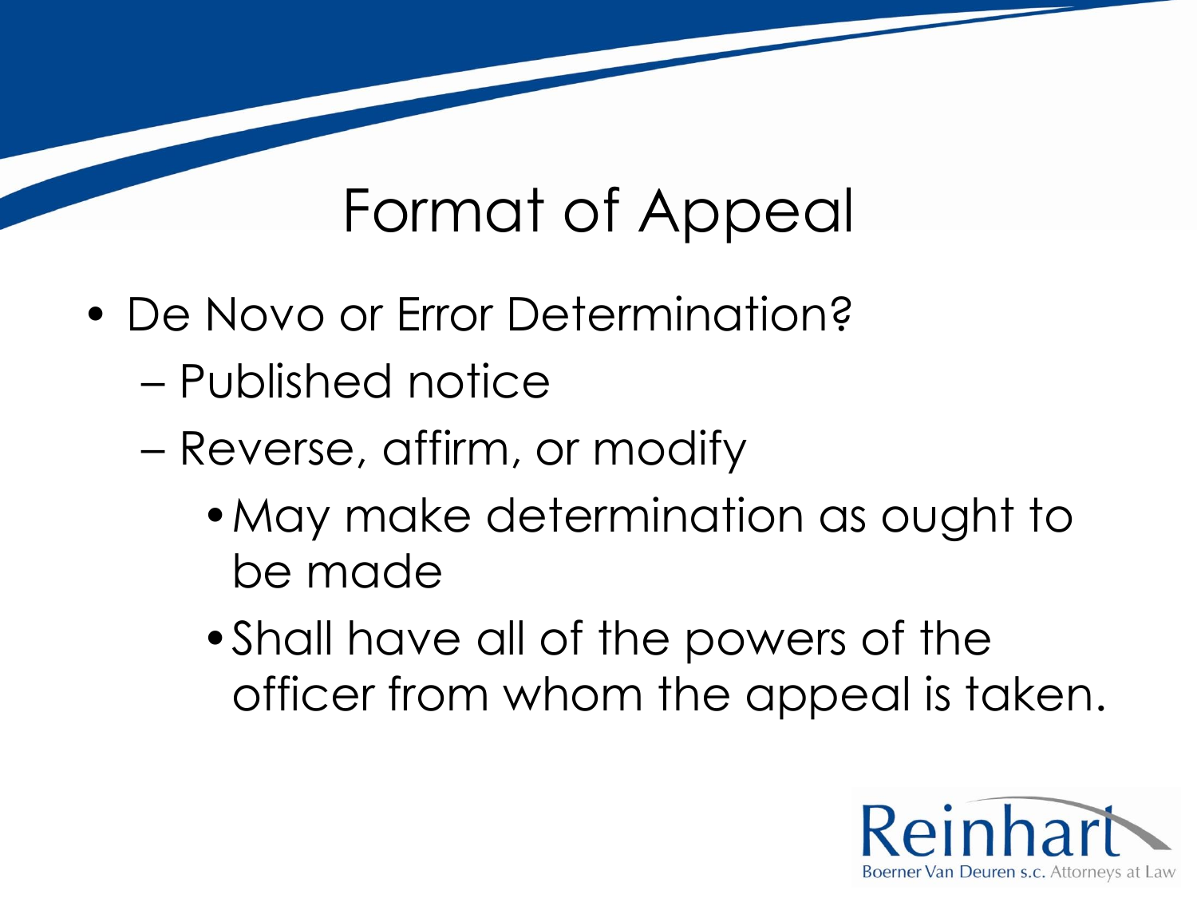# Format of Appeal

- De Novo or Error Determination?
  - Published notice
  - Reverse, affirm, or modify
    - May make determination as ought to be made
    - Shall have all of the powers of the officer from whom the appeal is taken.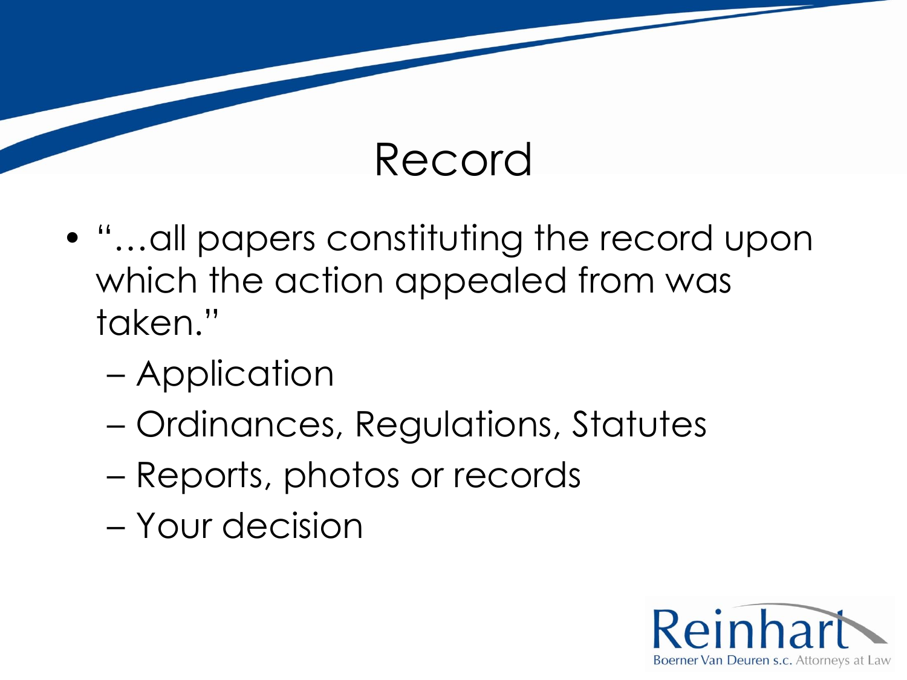# Record

- "…all papers constituting the record upon which the action appealed from was taken."
  - Application
  - Ordinances, Regulations, Statutes
  - Reports, photos or records
  - Your decision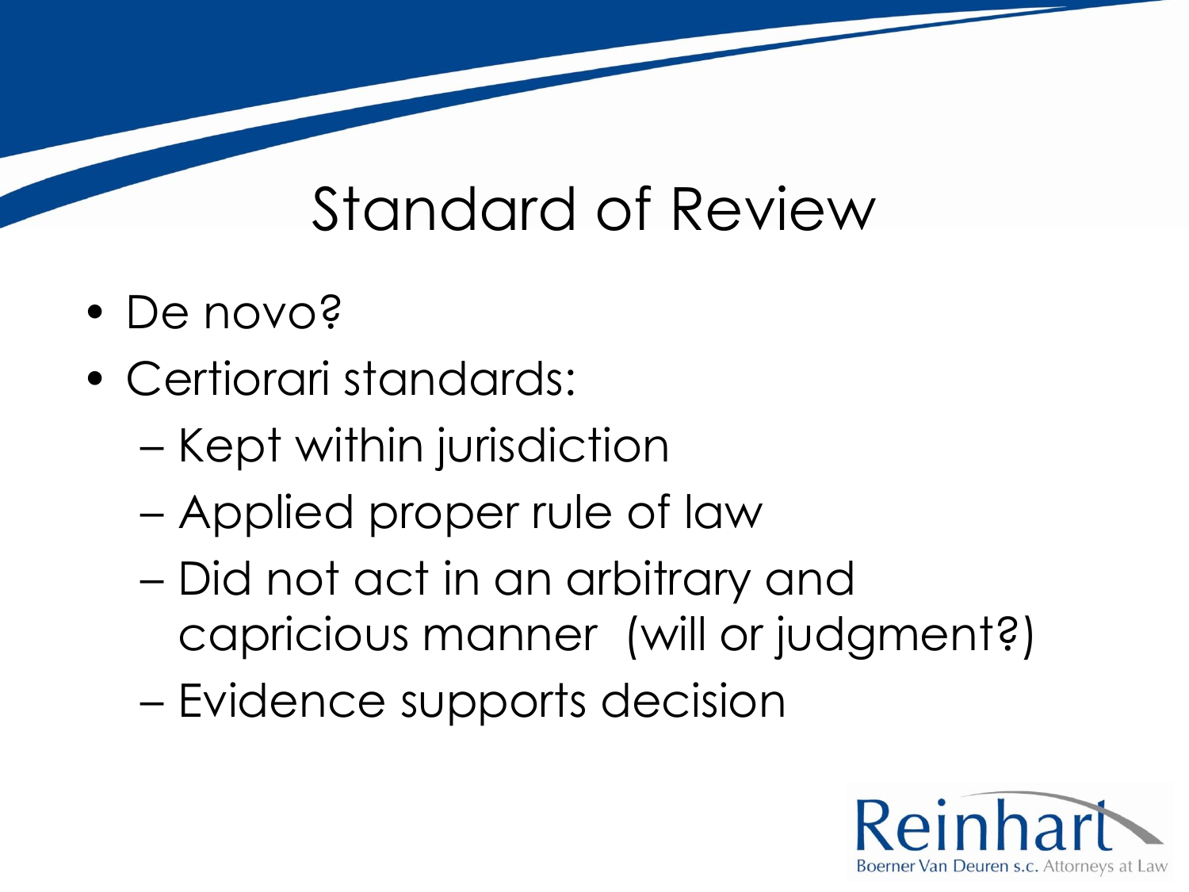# Standard of Review

- De novo?
- Certiorari standards:
  - Kept within jurisdiction
  - Applied proper rule of law
  - Did not act in an arbitrary and capricious manner (will or judgment?)
  - Evidence supports decision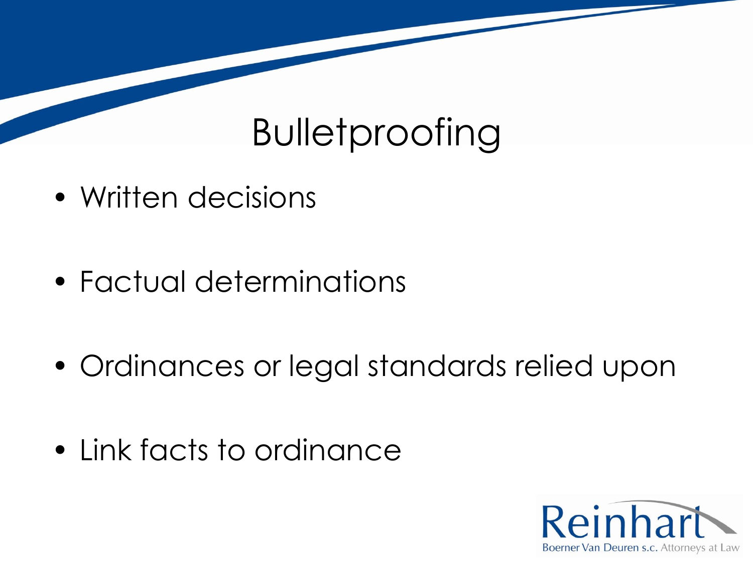# Bulletproofing

- Written decisions
- Factual determinations
- Ordinances or legal standards relied upon
- Link facts to ordinance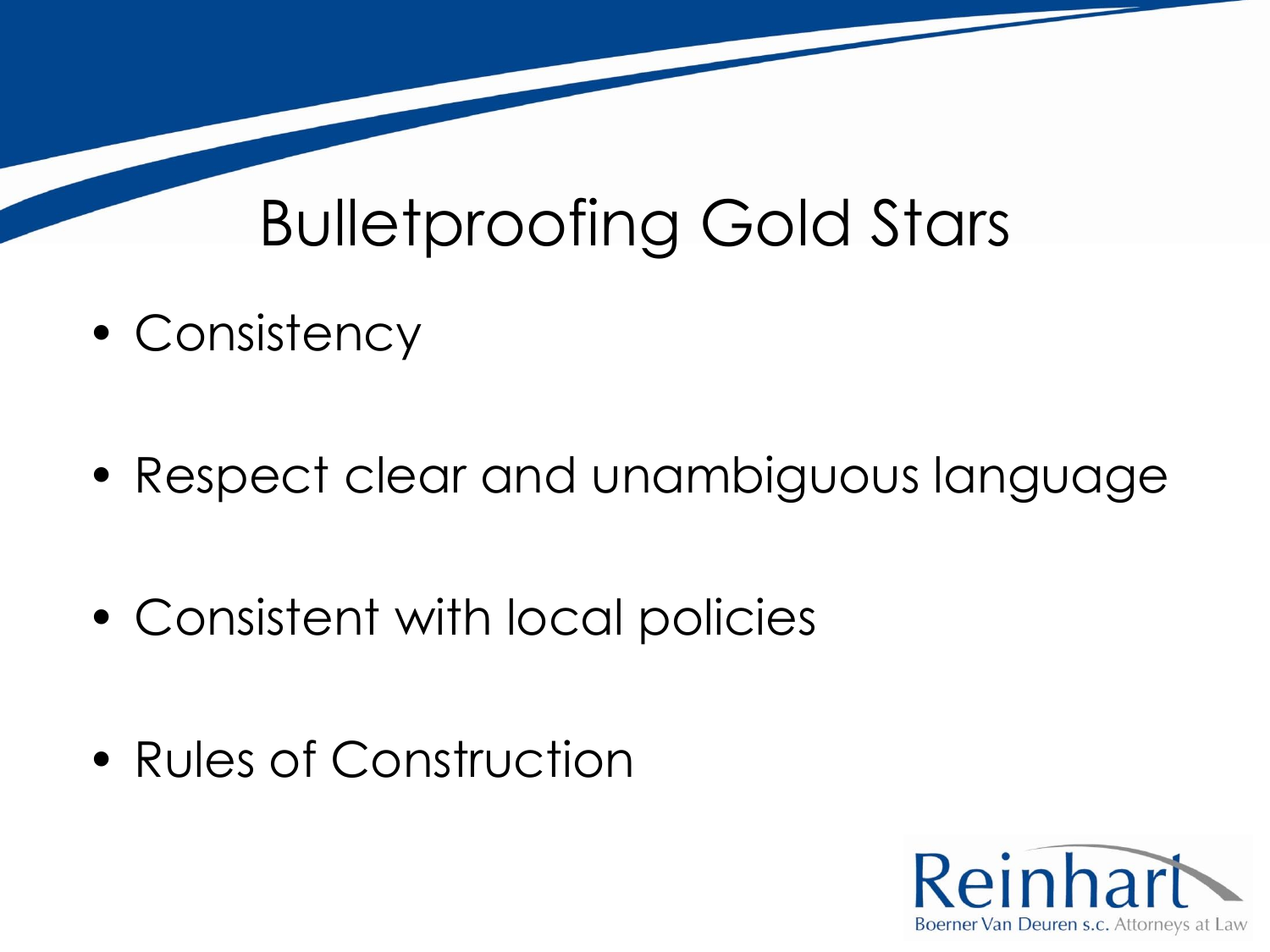# Bulletproofing Gold Stars

- Consistency
- Respect clear and unambiguous language
- Consistent with local policies
- Rules of Construction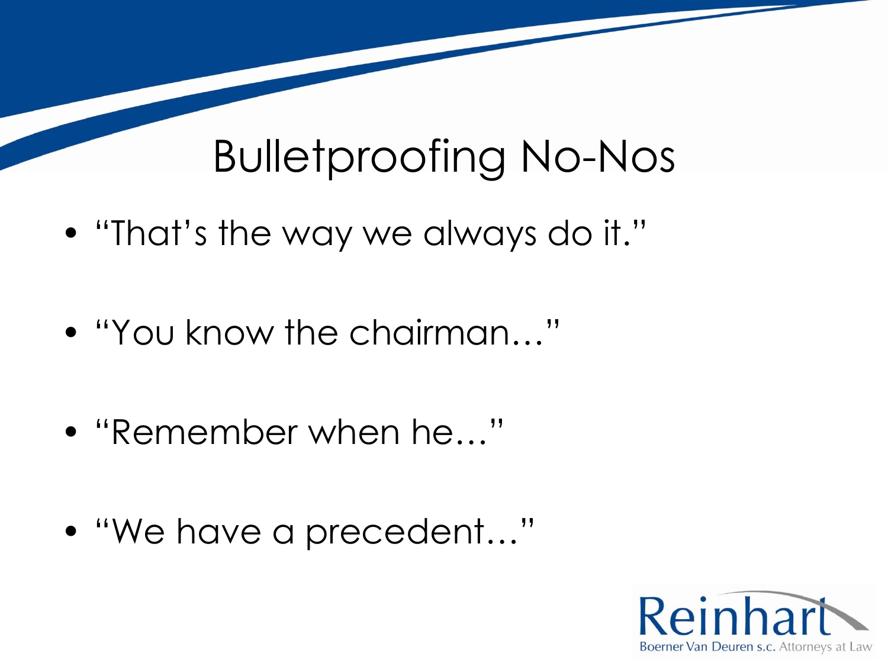# Bulletproofing No-Nos

- "That's the way we always do it."
- "You know the chairman…"
- "Remember when he…"
- "We have a precedent…"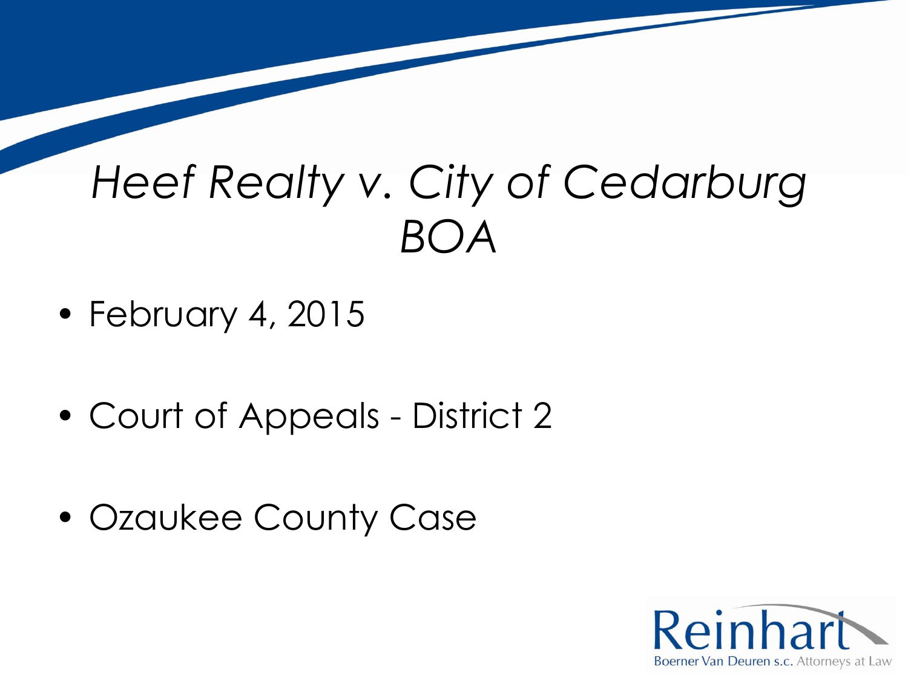# *Heef Realty v. City of Cedarburg BOA*

- February 4, 2015
- Court of Appeals - District 2
- Ozaukee County Case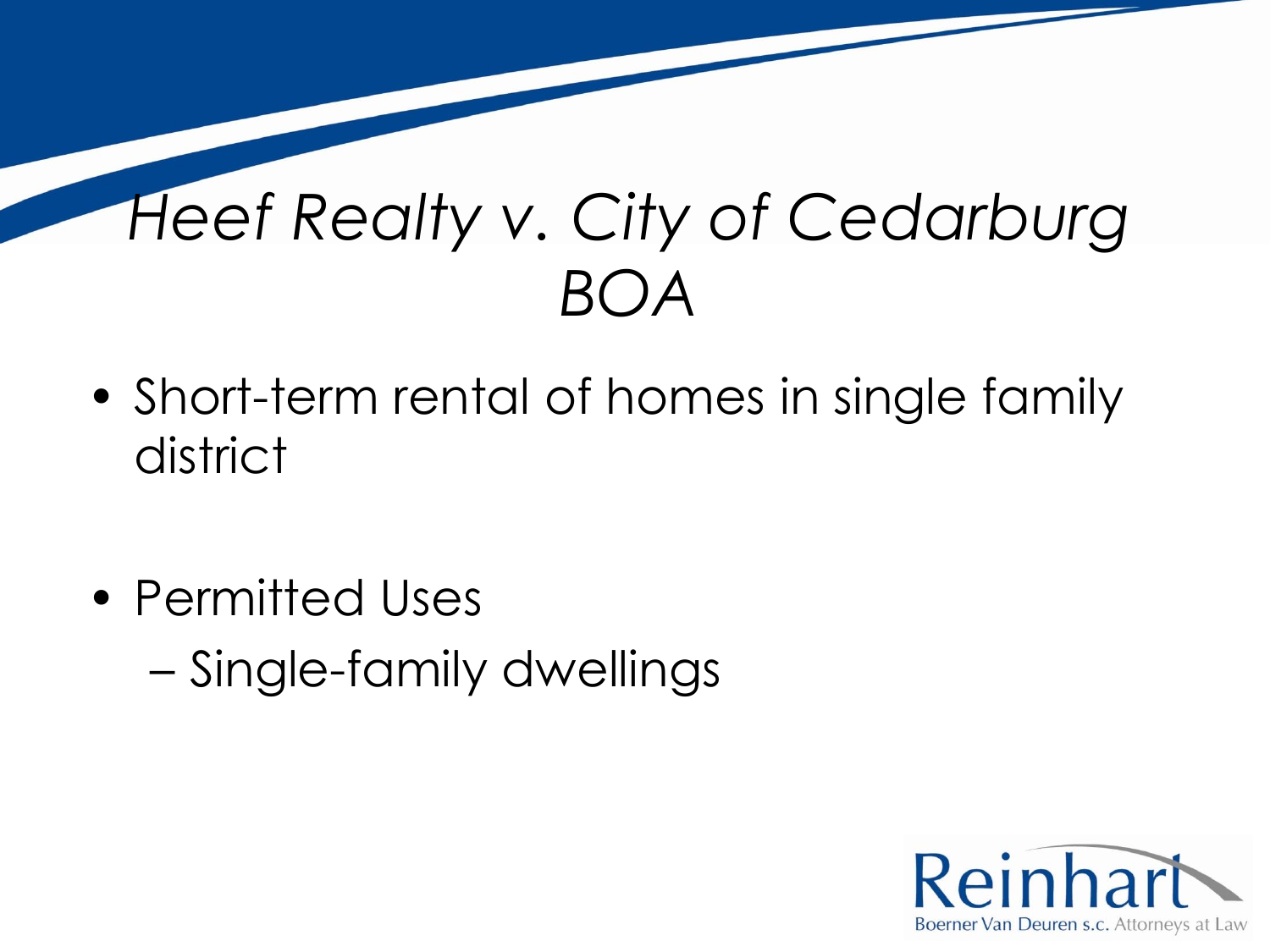# *Heef Realty v. City of Cedarburg BOA*

- Short-term rental of homes in single family district
- Permitted Uses
  - Single-family dwellings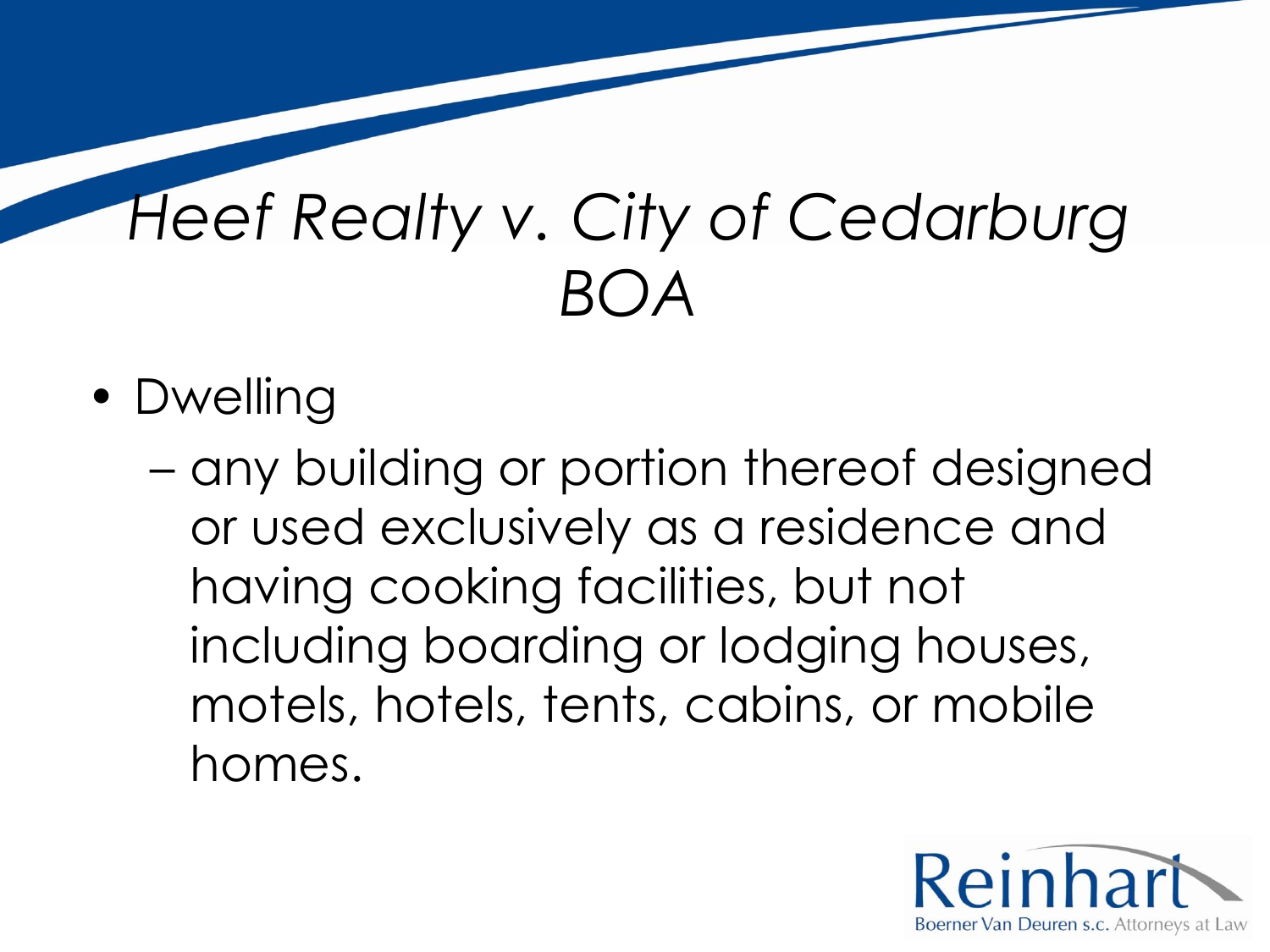# *Heef Realty v. City of Cedarburg BOA*

- Dwelling
  - any building or portion thereof designed or used exclusively as a residence and having cooking facilities, but not including boarding or lodging houses, motels, hotels, tents, cabins, or mobile homes.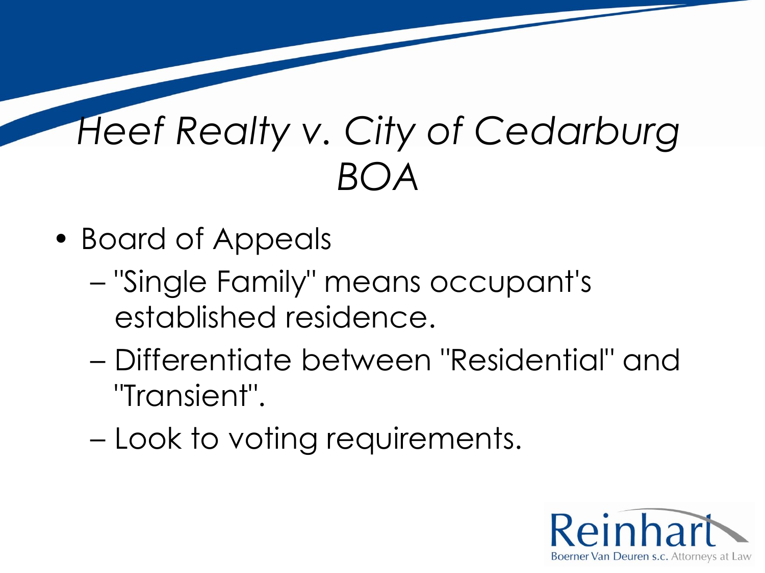# *Heef Realty v. City of Cedarburg BOA*

- Board of Appeals
  - "Single Family" means occupant's established residence.
  - Differentiate between "Residential" and "Transient".
  - Look to voting requirements.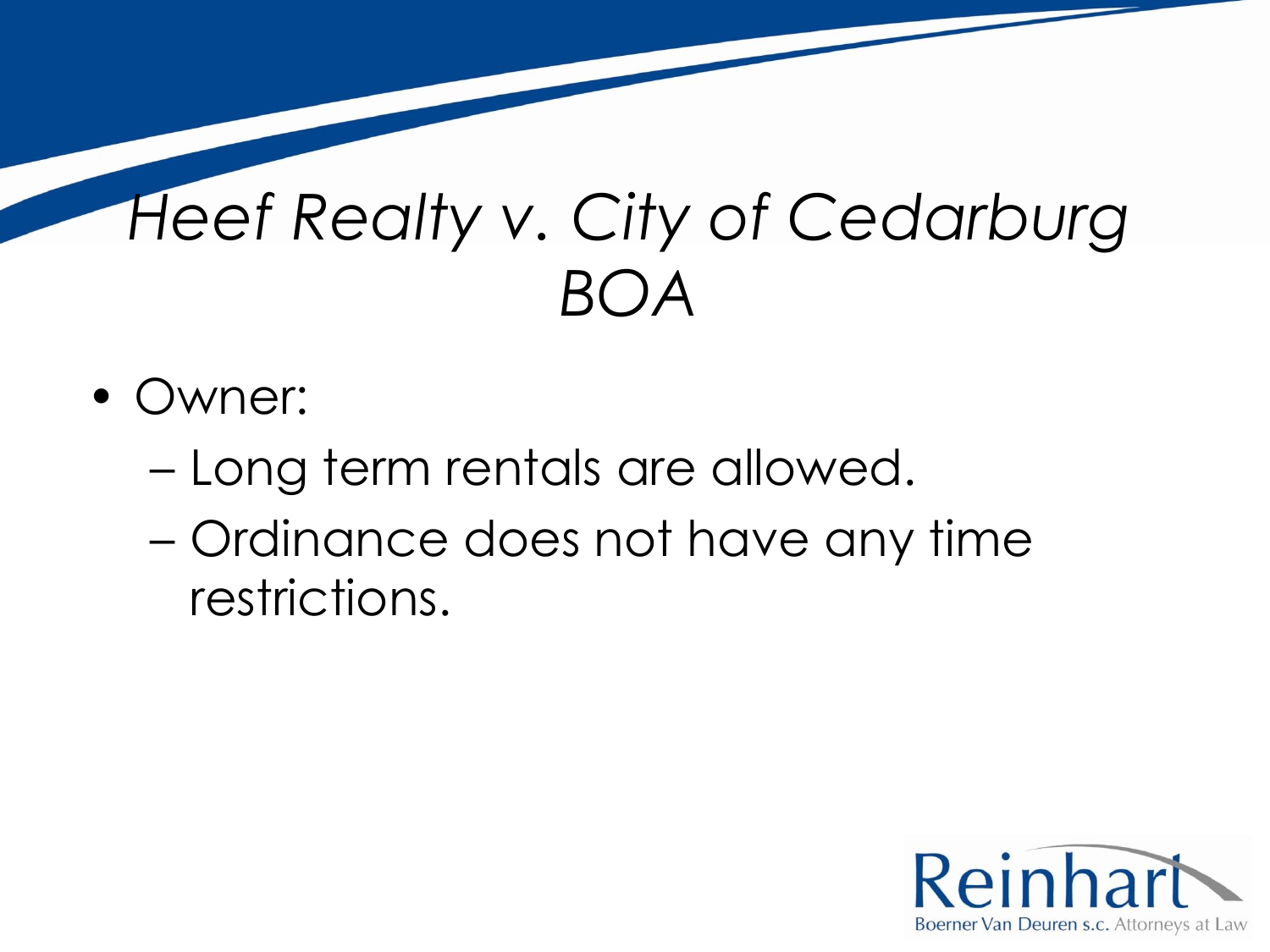# *Heef Realty v. City of Cedarburg BOA*

- Owner:
  - Long term rentals are allowed.
  - Ordinance does not have any time restrictions.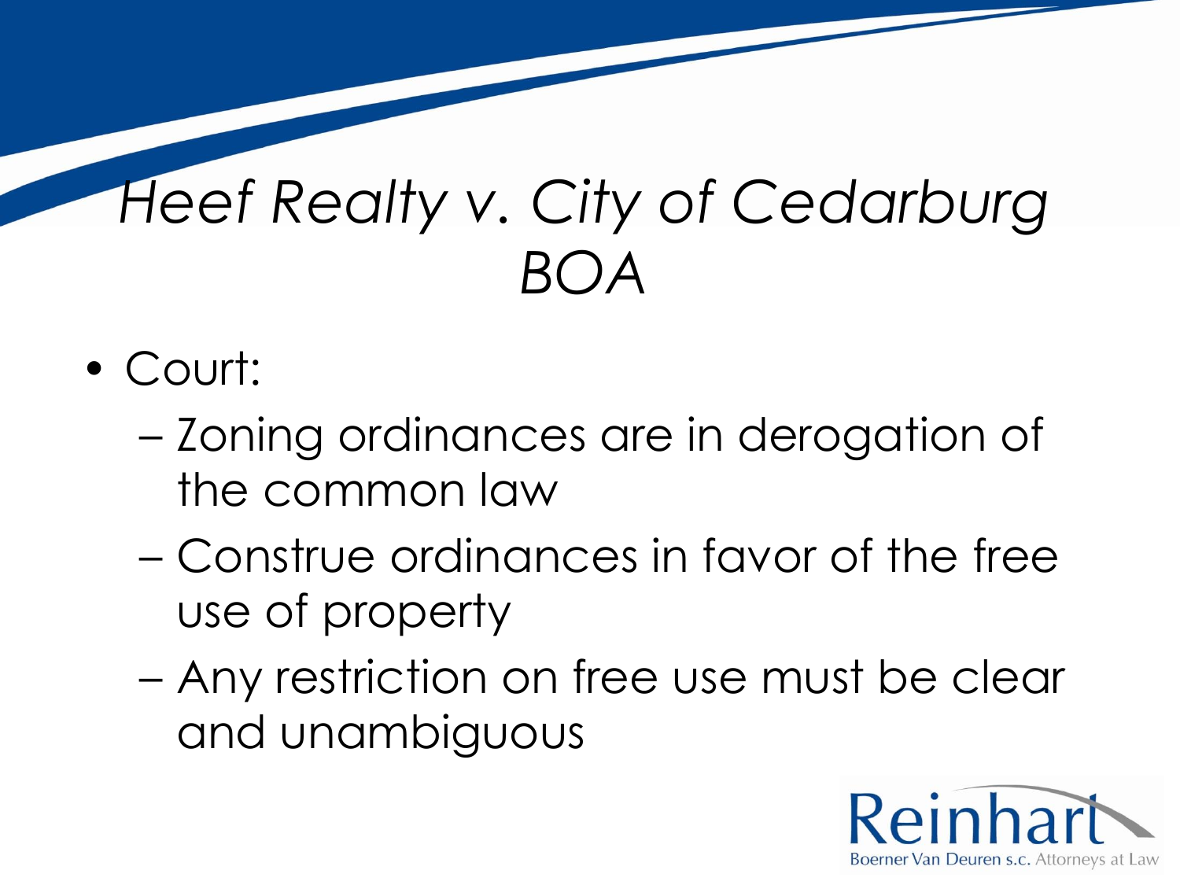# *Heef Realty v. City of Cedarburg BOA*

- Court:
  - Zoning ordinances are in derogation of the common law
  - Construe ordinances in favor of the free use of property
  - Any restriction on free use must be clear and unambiguous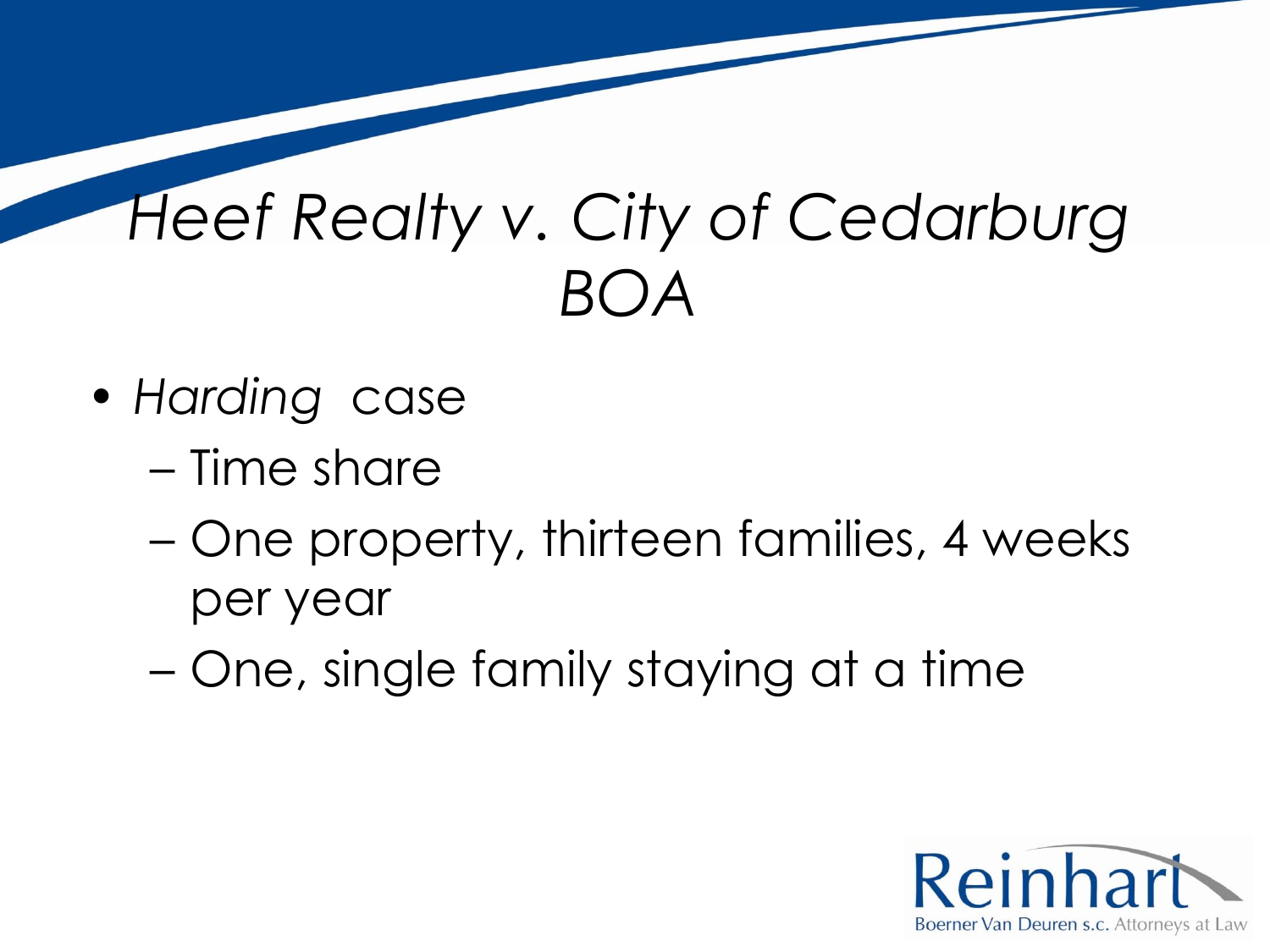# *Heef Realty v. City of Cedarburg BOA*

- *Harding* case
  - Time share
  - One property, thirteen families, 4 weeks per year
  - One, single family staying at a time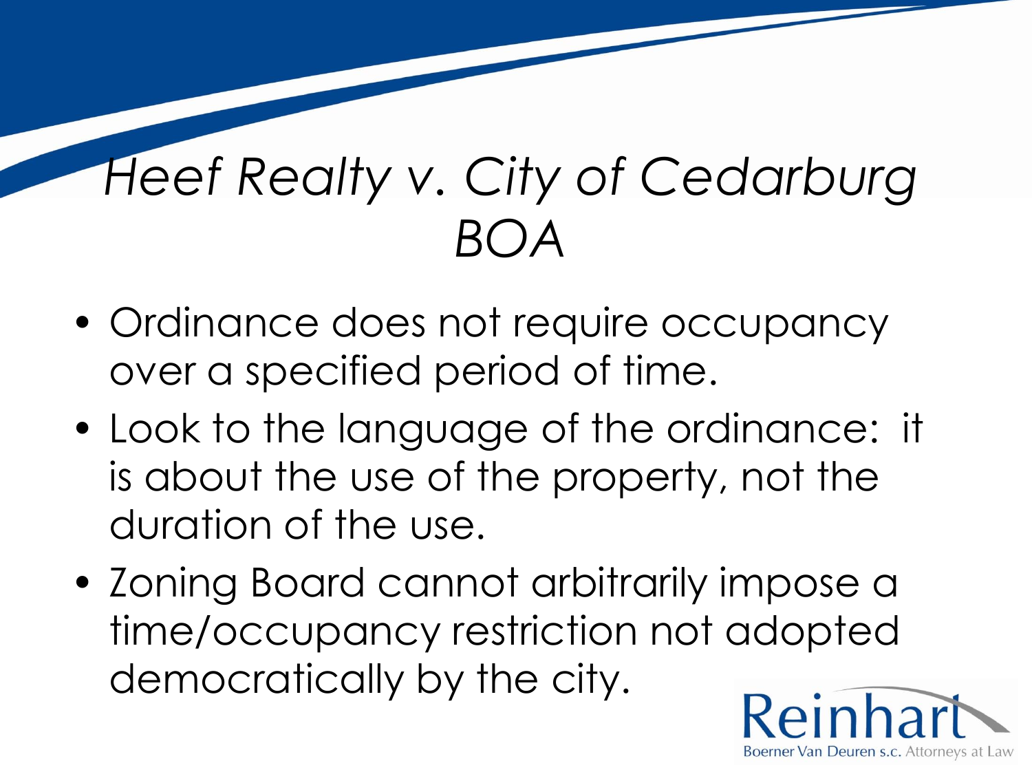# *Heef Realty v. City of Cedarburg BOA*

- Ordinance does not require occupancy over a specified period of time.
- Look to the language of the ordinance: it is about the use of the property, not the duration of the use.
- Zoning Board cannot arbitrarily impose a time/occupancy restriction not adopted democratically by the city.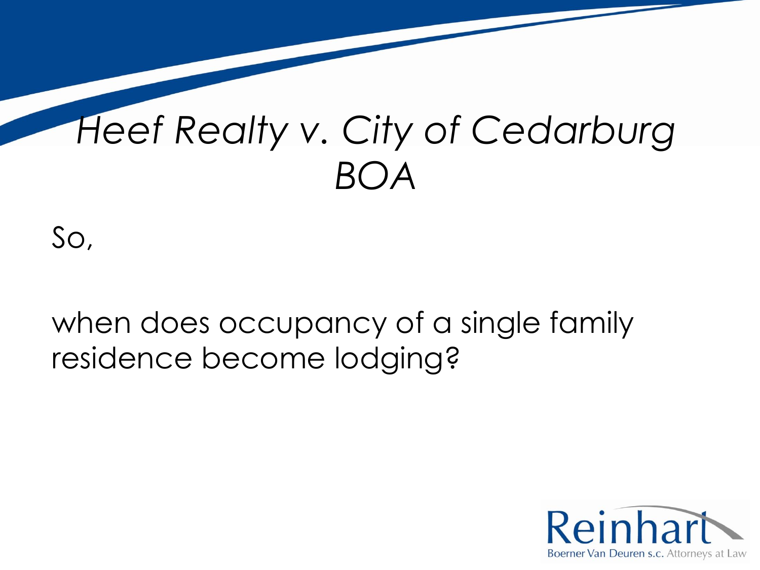# *Heef Realty v. City of Cedarburg BOA*

So,

when does occupancy of a single family residence become lodging?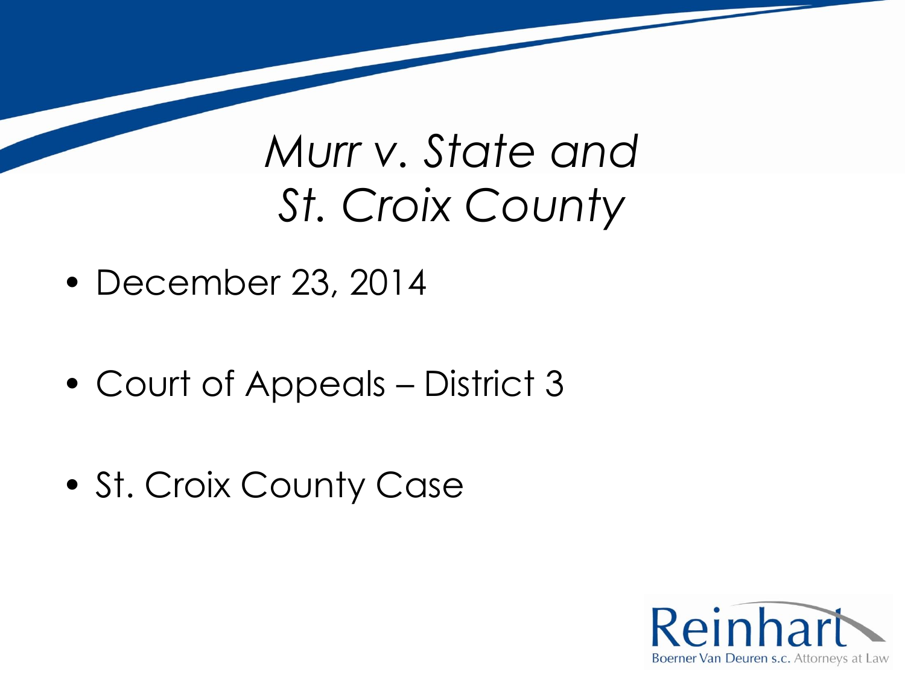# *Murr v. State and St. Croix County*

- December 23, 2014
- Court of Appeals – District 3
- St. Croix County Case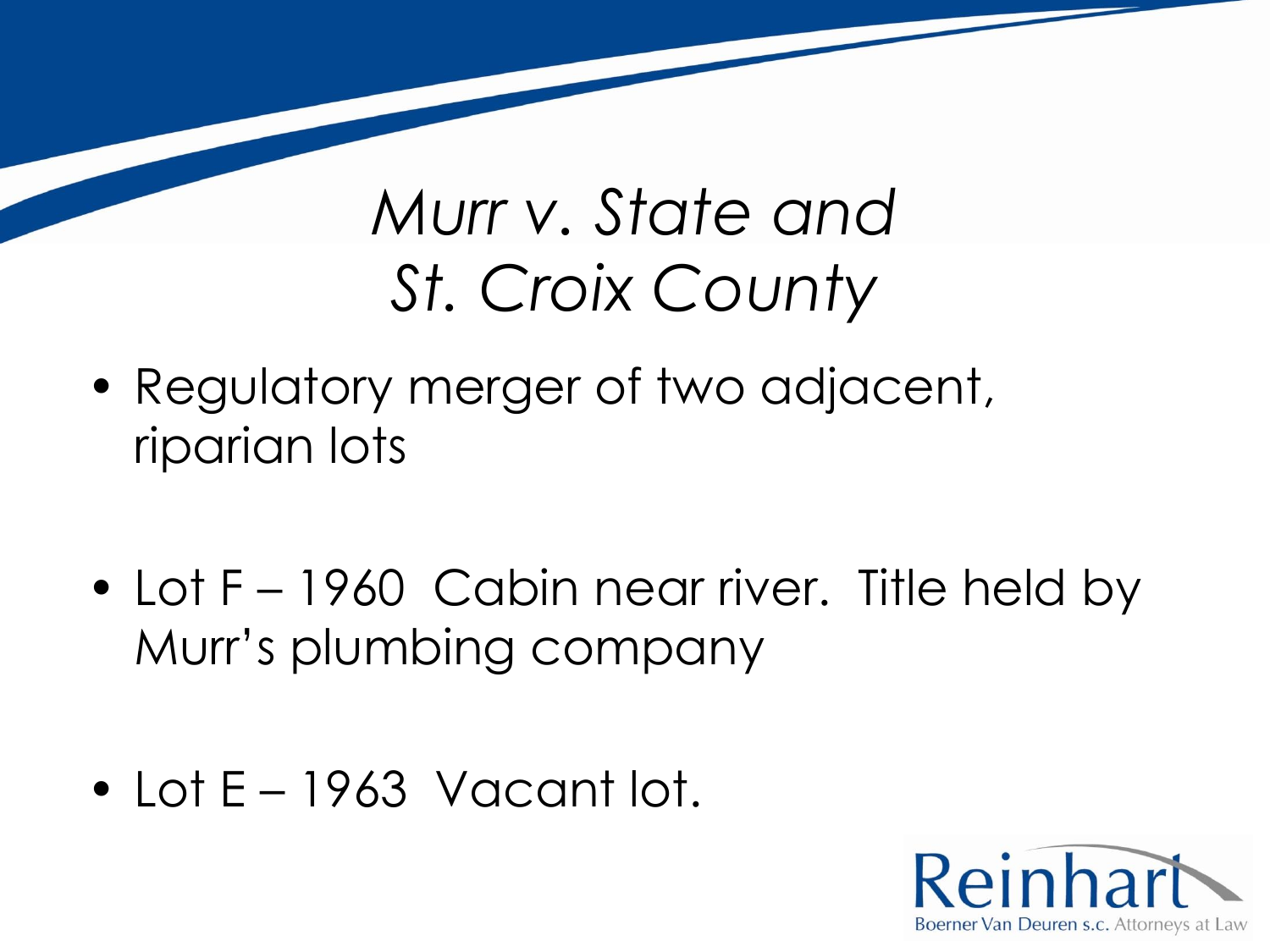# *Murr v. State and St. Croix County*

- Regulatory merger of two adjacent, riparian lots
- Lot F – 1960 Cabin near river. Title held by Murr's plumbing company
- Lot E – 1963 Vacant lot.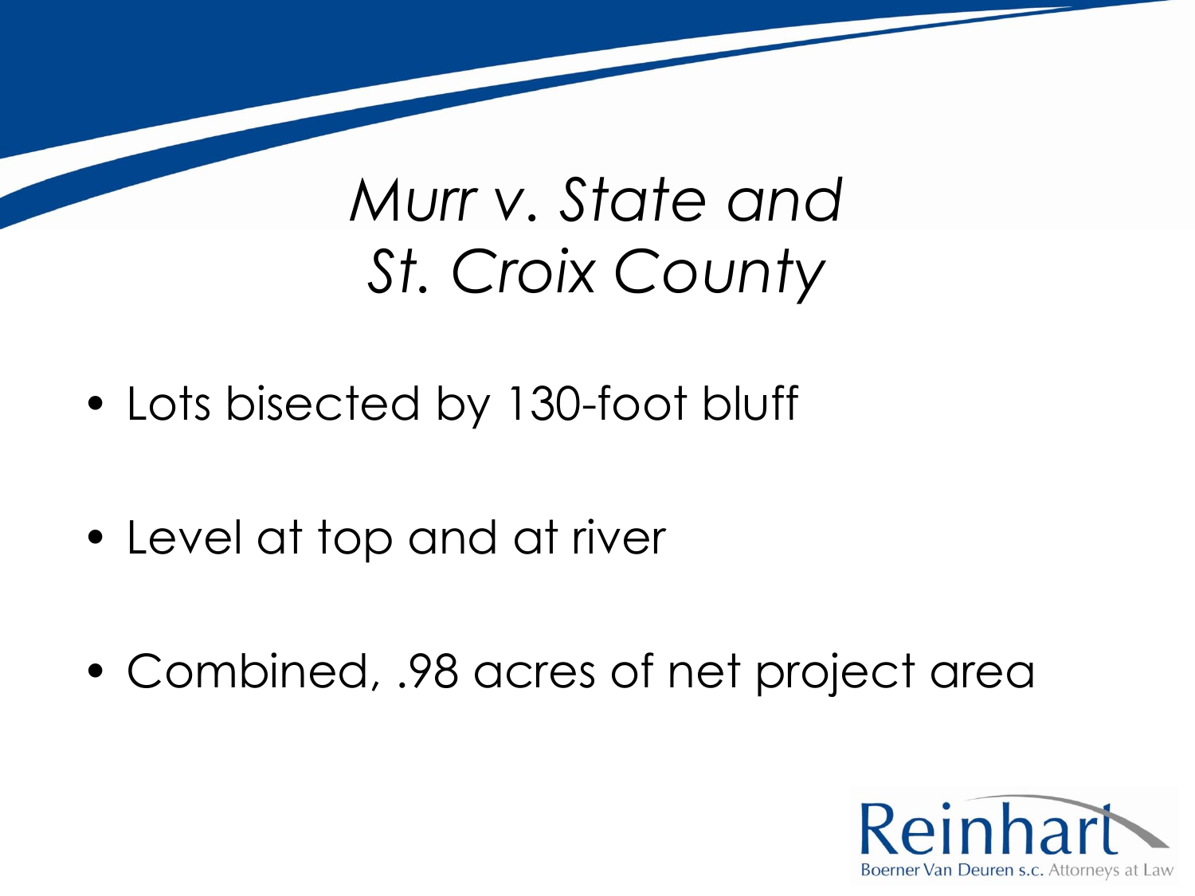# *Murr v. State and St. Croix County*

- Lots bisected by 130-foot bluff
- Level at top and at river
- Combined, .98 acres of net project area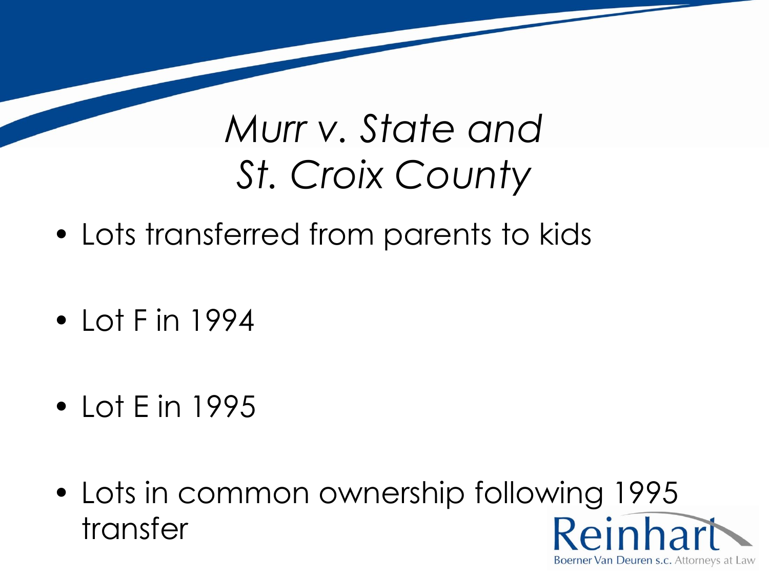# *Murr v. State and St. Croix County*

- Lots transferred from parents to kids
- Lot F in 1994
- Lot E in 1995
- Lots in common ownership following 1995 transfer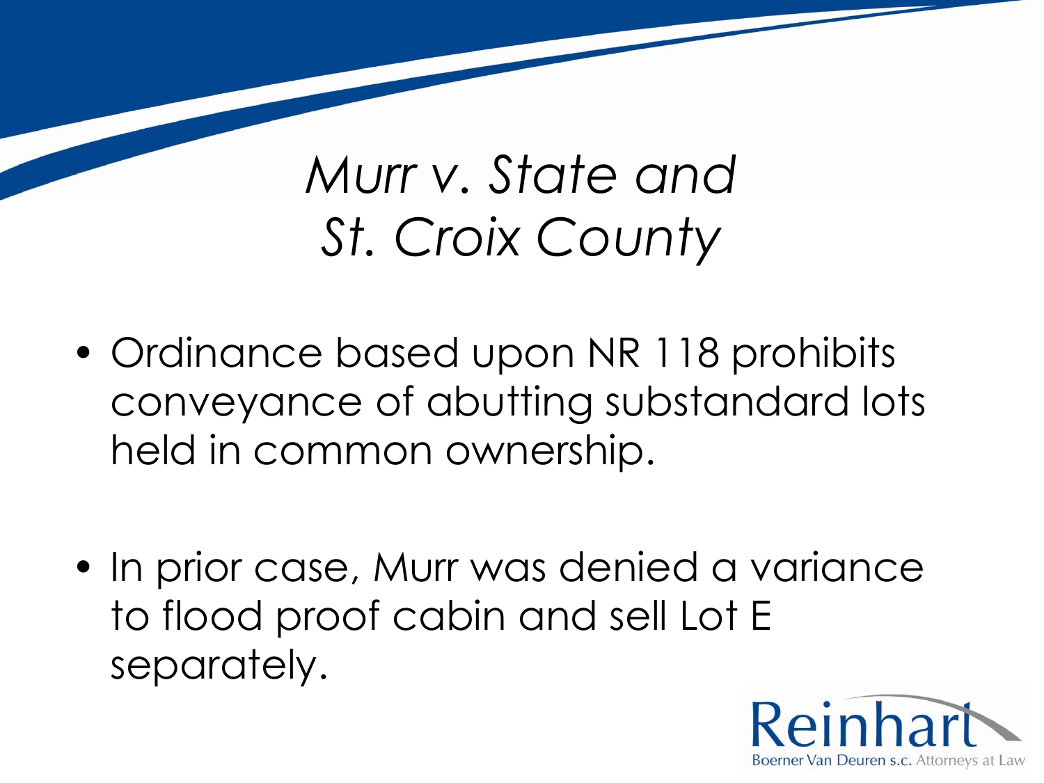# *Murr v. State and St. Croix County*

- Ordinance based upon NR 118 prohibits conveyance of abutting substandard lots held in common ownership.
- In prior case, Murr was denied a variance to flood proof cabin and sell Lot E separately.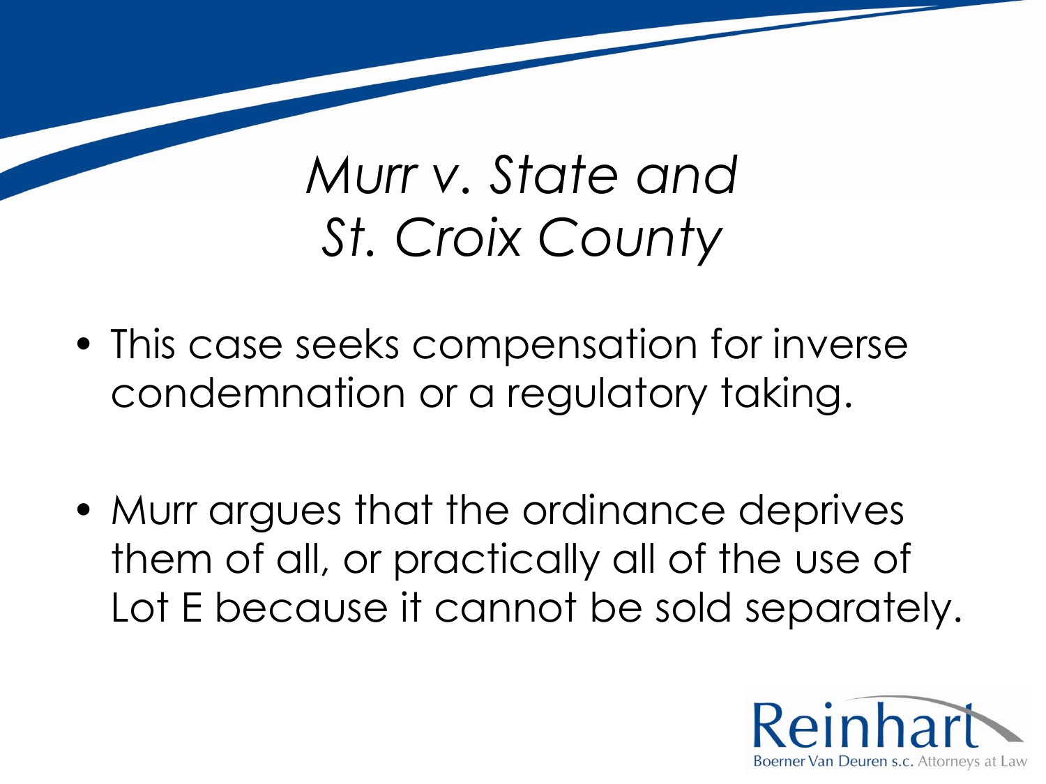# *Murr v. State and St. Croix County*

- This case seeks compensation for inverse condemnation or a regulatory taking.
- Murr argues that the ordinance deprives them of all, or practically all of the use of Lot E because it cannot be sold separately.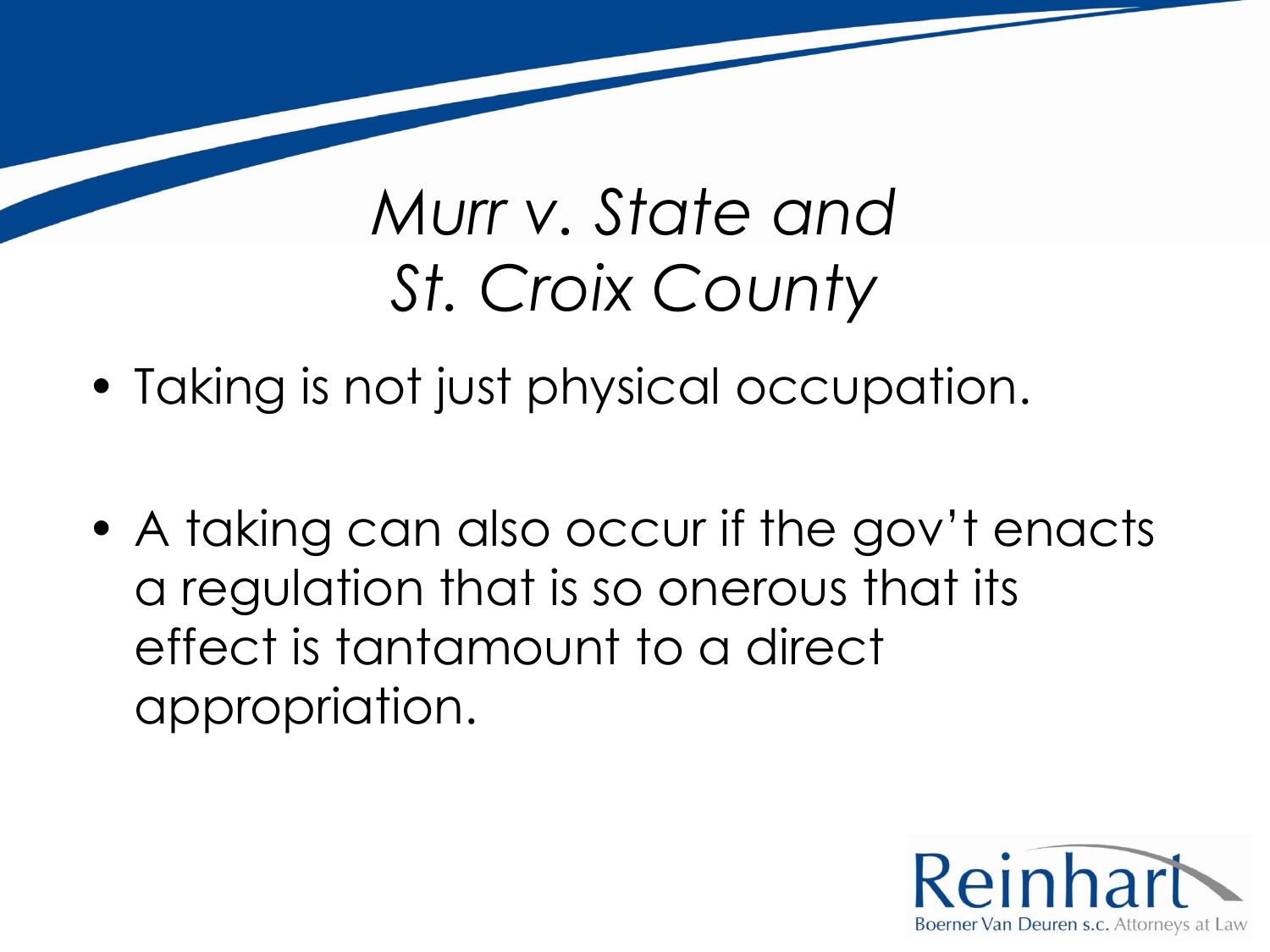# *Murr v. State and St. Croix County*

- Taking is not just physical occupation.
- A taking can also occur if the gov't enacts a regulation that is so onerous that its effect is tantamount to a direct appropriation.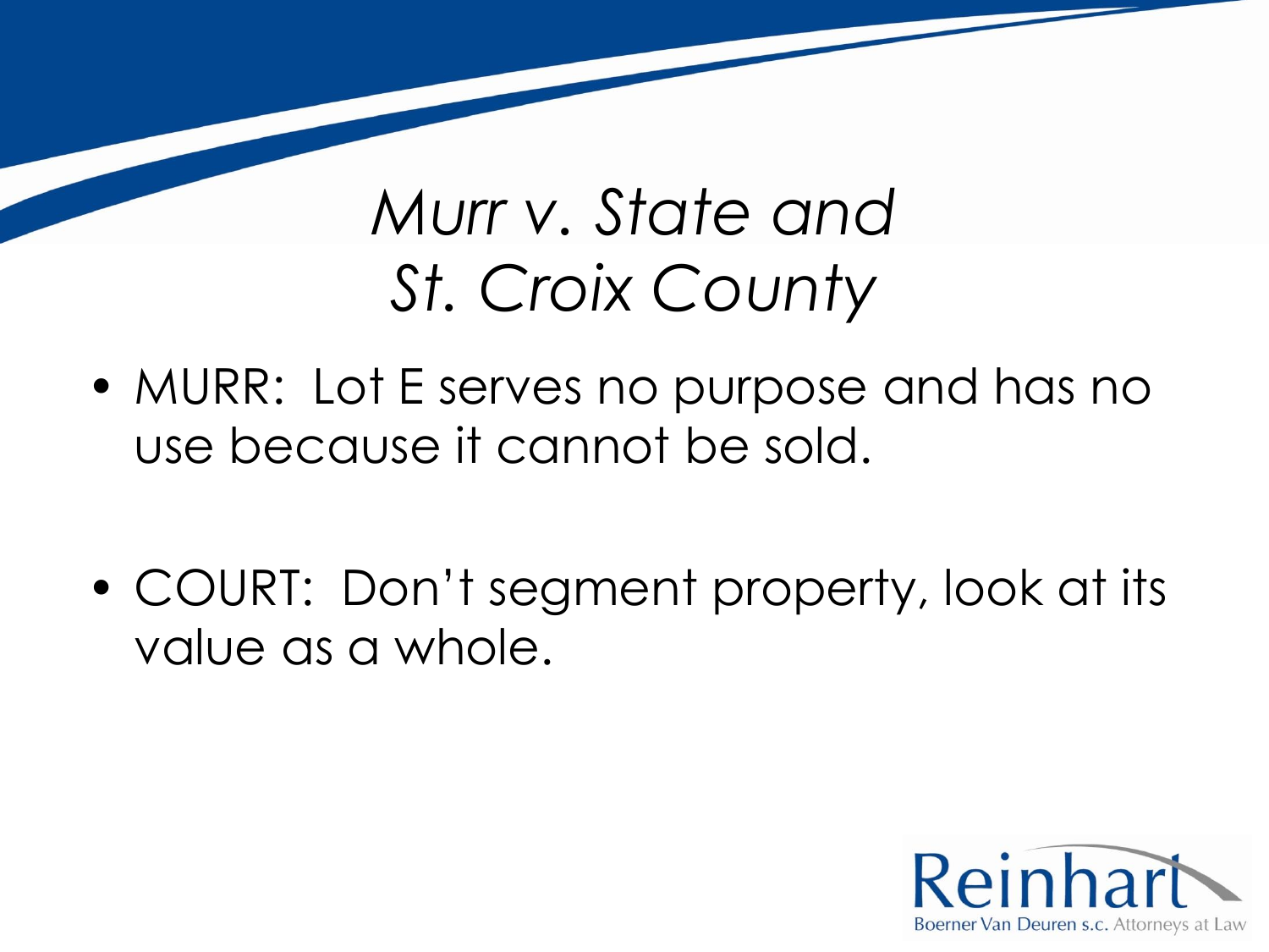# *Murr v. State and St. Croix County*

- MURR: Lot E serves no purpose and has no use because it cannot be sold.

- COURT: Don't segment property, look at its value as a whole.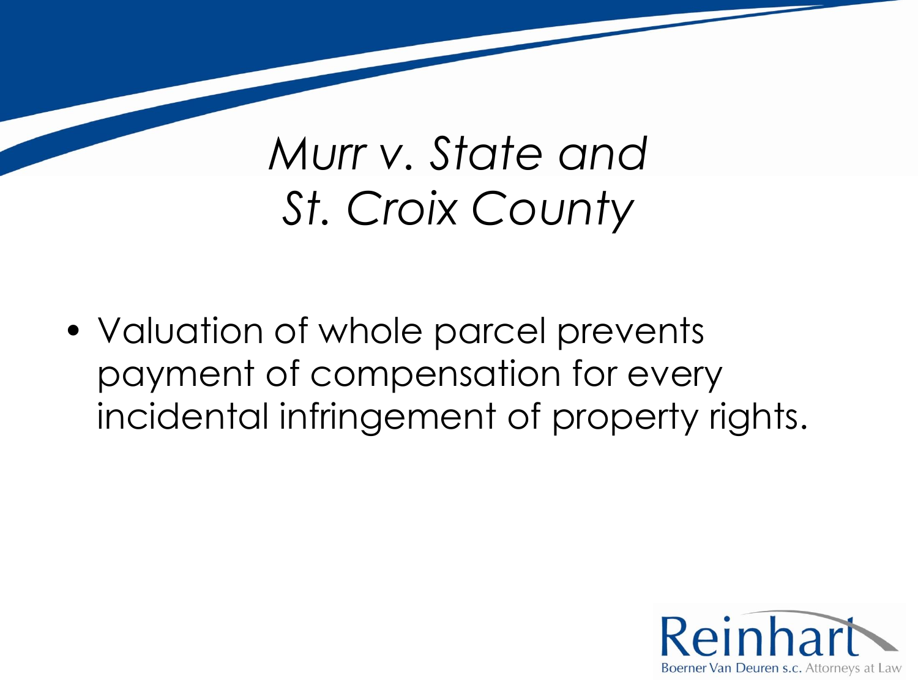# *Murr v. State and St. Croix County*

- Valuation of whole parcel prevents payment of compensation for every incidental infringement of property rights.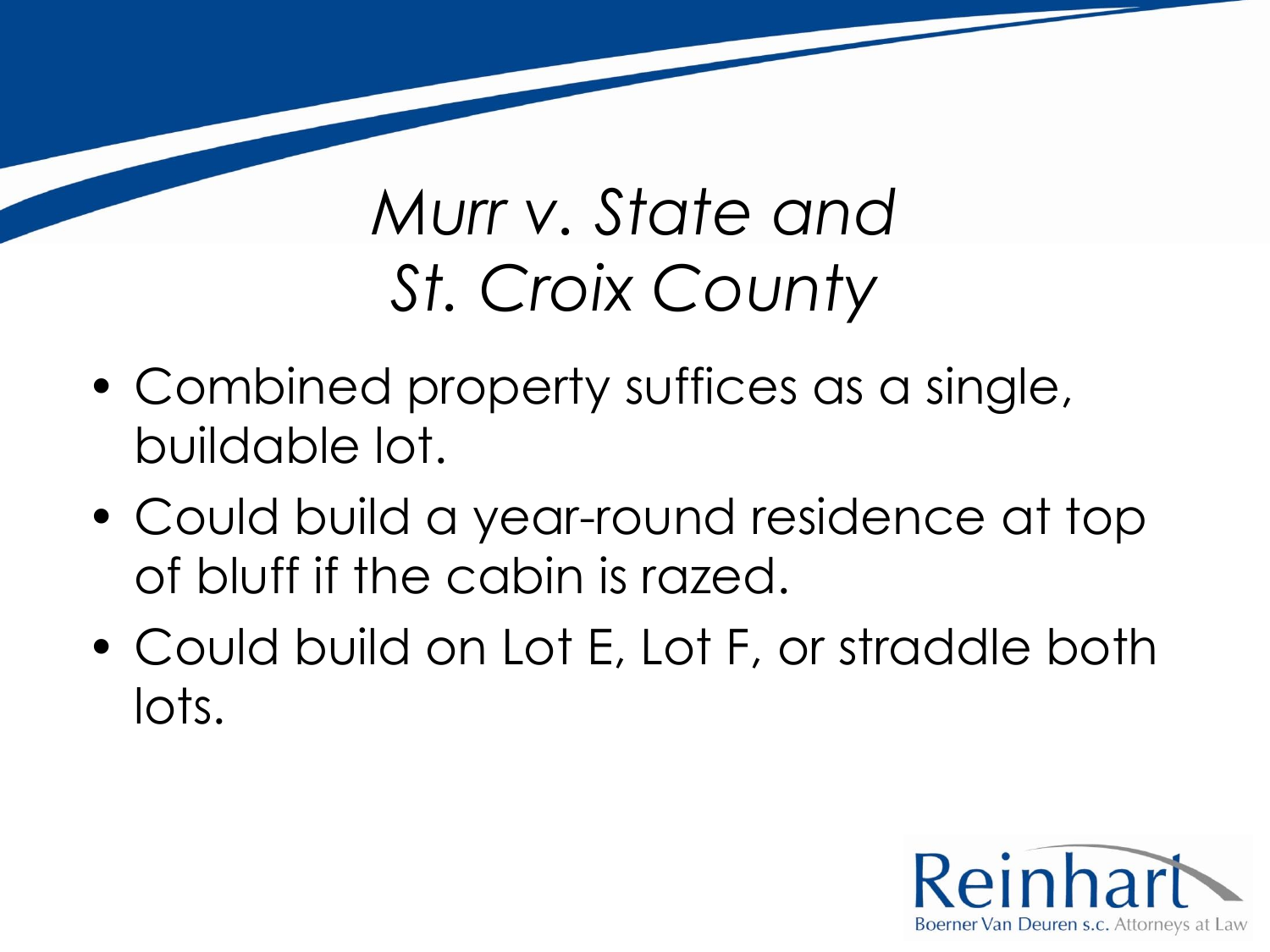# *Murr v. State and St. Croix County*

- Combined property suffices as a single, buildable lot.
- Could build a year-round residence at top of bluff if the cabin is razed.
- Could build on Lot E, Lot F, or straddle both lots.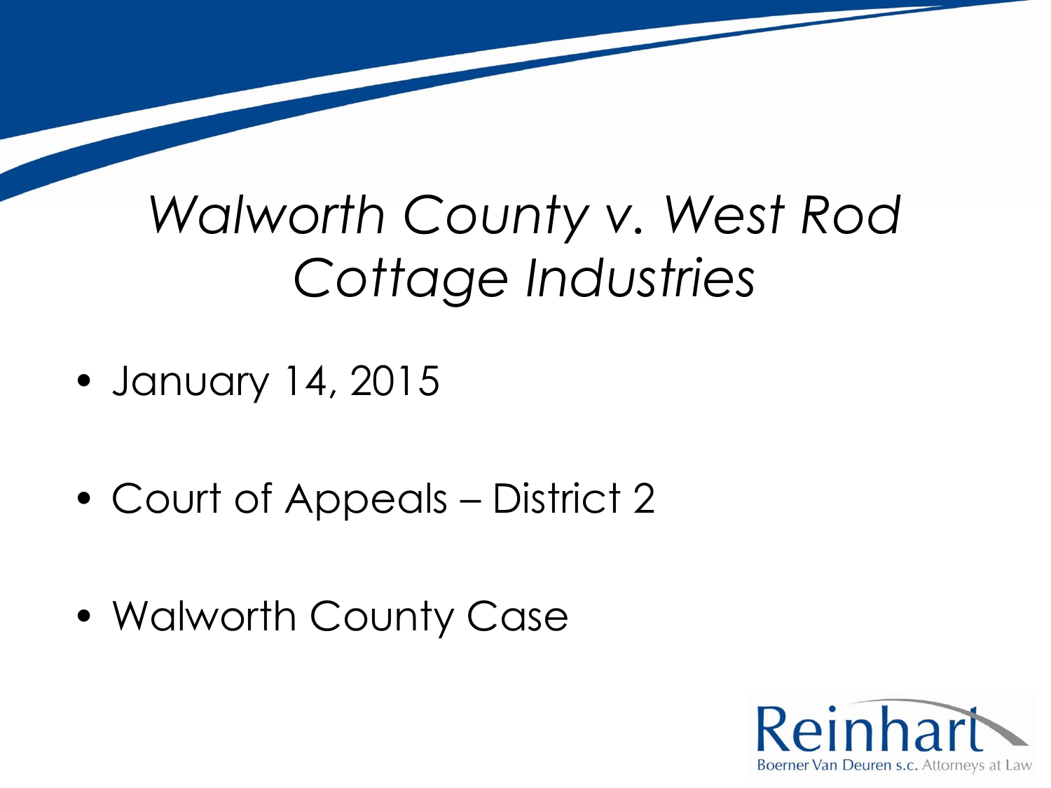# *Walworth County v. West Rod Cottage Industries*

- January 14, 2015
- Court of Appeals – District 2
- Walworth County Case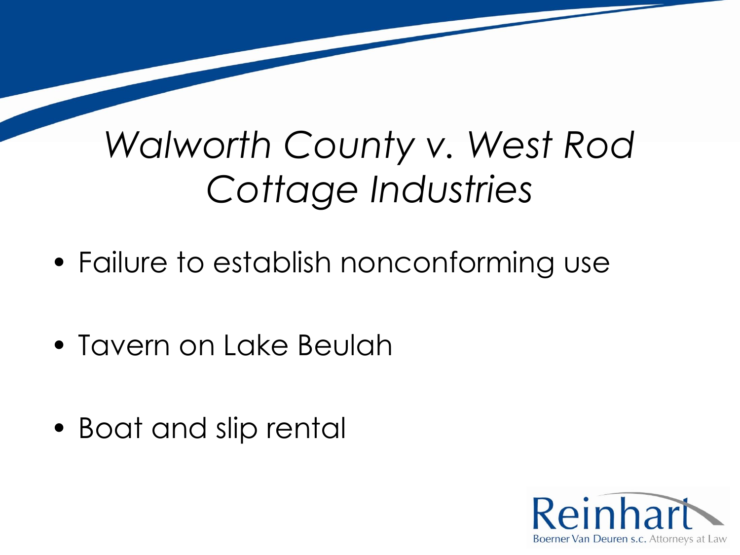# *Walworth County v. West Rod Cottage Industries*

- Failure to establish nonconforming use
- Tavern on Lake Beulah
- Boat and slip rental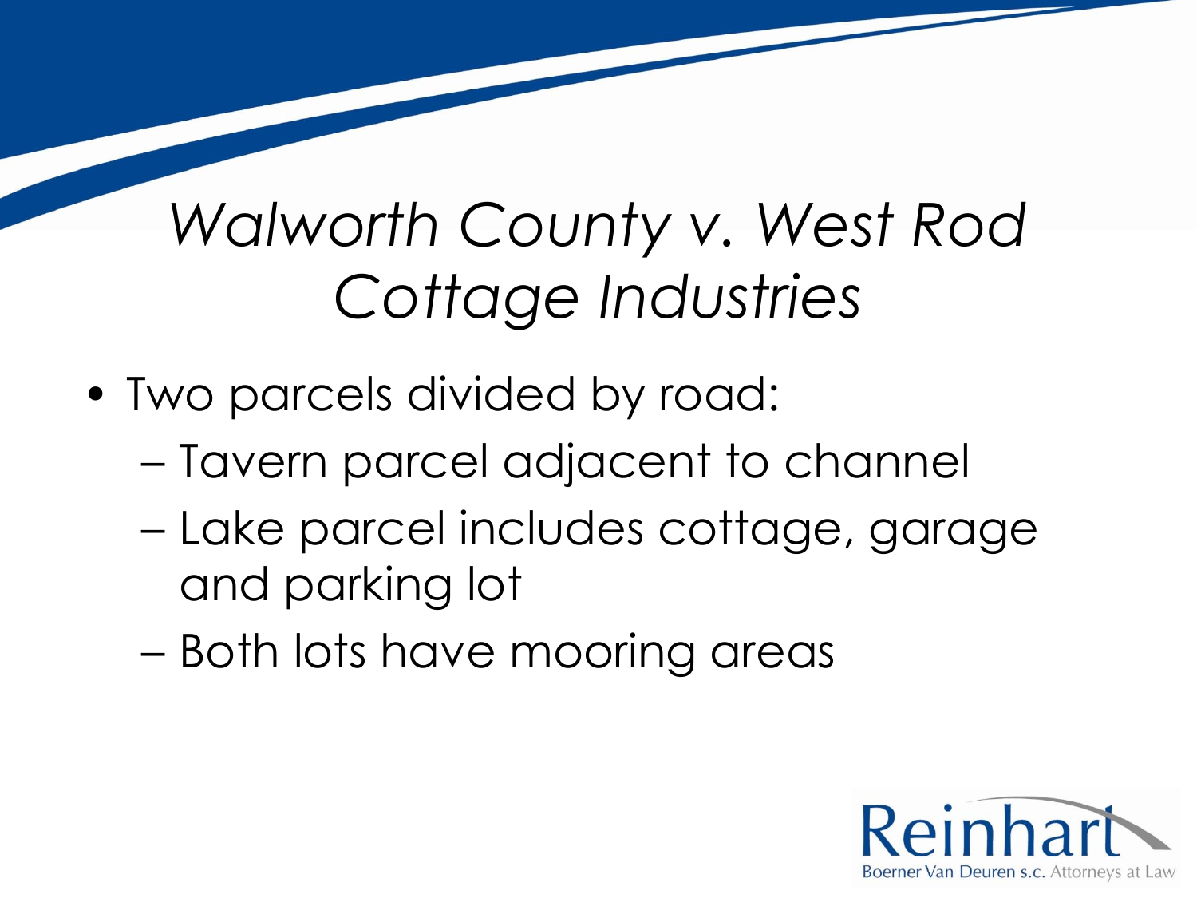# *Walworth County v. West Rod Cottage Industries*

- Two parcels divided by road:
  - Tavern parcel adjacent to channel
  - Lake parcel includes cottage, garage and parking lot
  - Both lots have mooring areas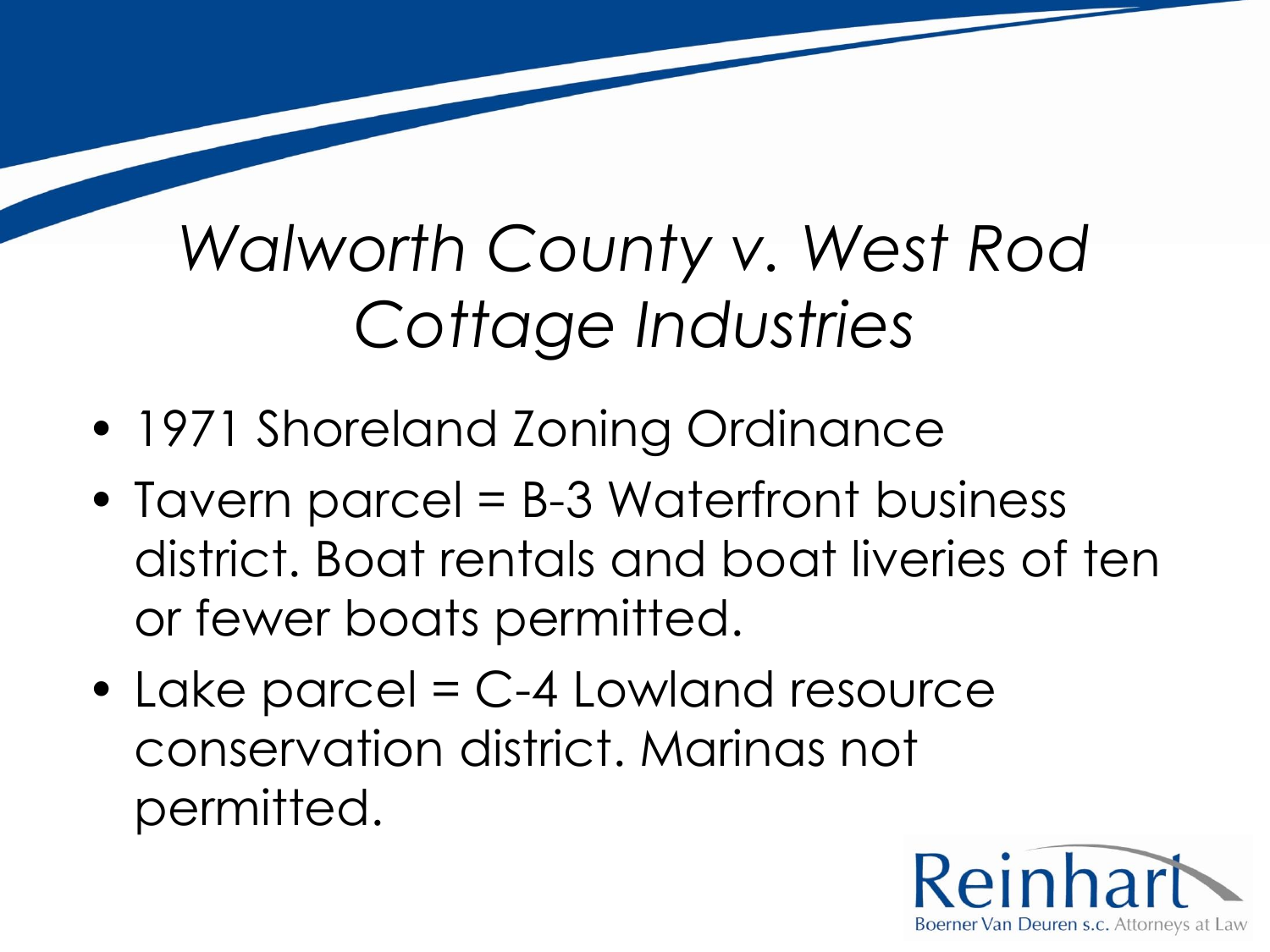# *Walworth County v. West Rod Cottage Industries*

- 1971 Shoreland Zoning Ordinance
- Tavern parcel = B-3 Waterfront business district. Boat rentals and boat liveries of ten or fewer boats permitted.
- Lake parcel = C-4 Lowland resource conservation district. Marinas not permitted.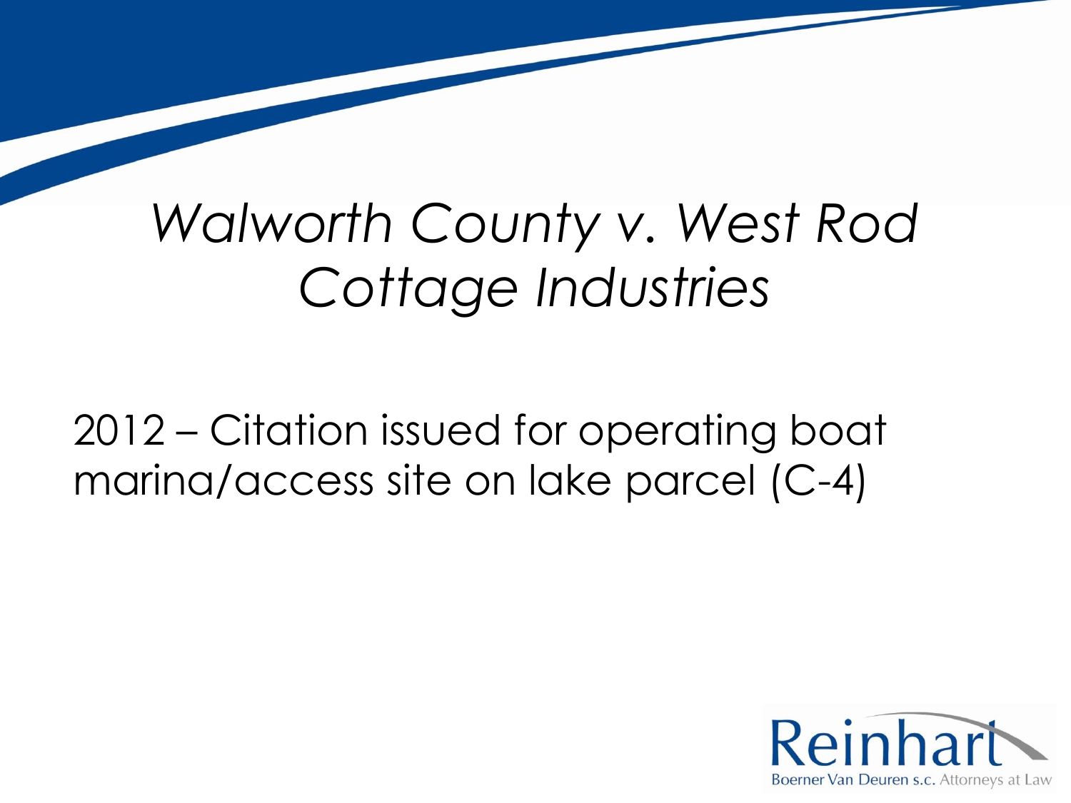# *Walworth County v. West Rod Cottage Industries*

2012 – Citation issued for operating boat marina/access site on lake parcel (C-4)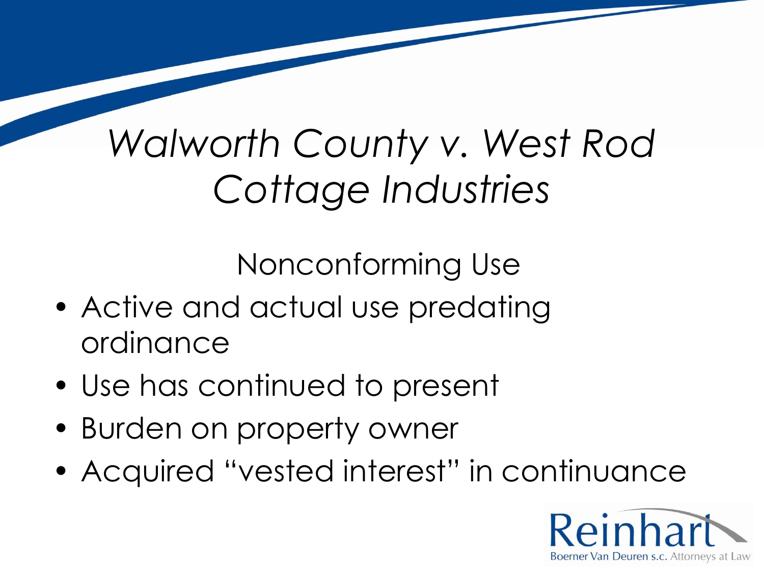# *Walworth County v. West Rod Cottage Industries*

## Nonconforming Use

- Active and actual use predating ordinance
- Use has continued to present
- Burden on property owner
- Acquired "vested interest" in continuance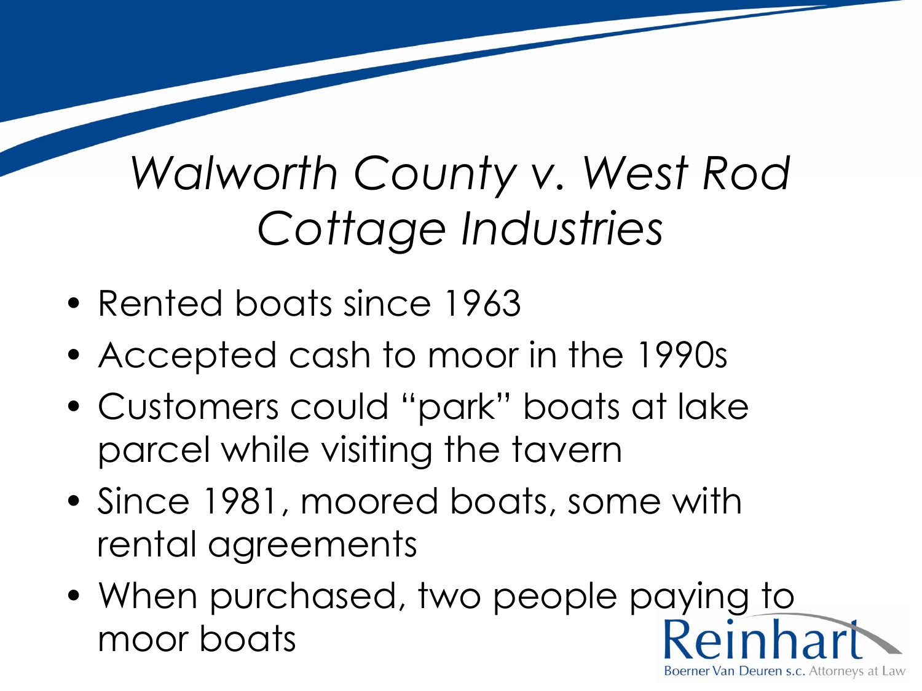# *Walworth County v. West Rod Cottage Industries*

- Rented boats since 1963
- Accepted cash to moor in the 1990s
- Customers could "park" boats at lake parcel while visiting the tavern
- Since 1981, moored boats, some with rental agreements
- When purchased, two people paying to moor boats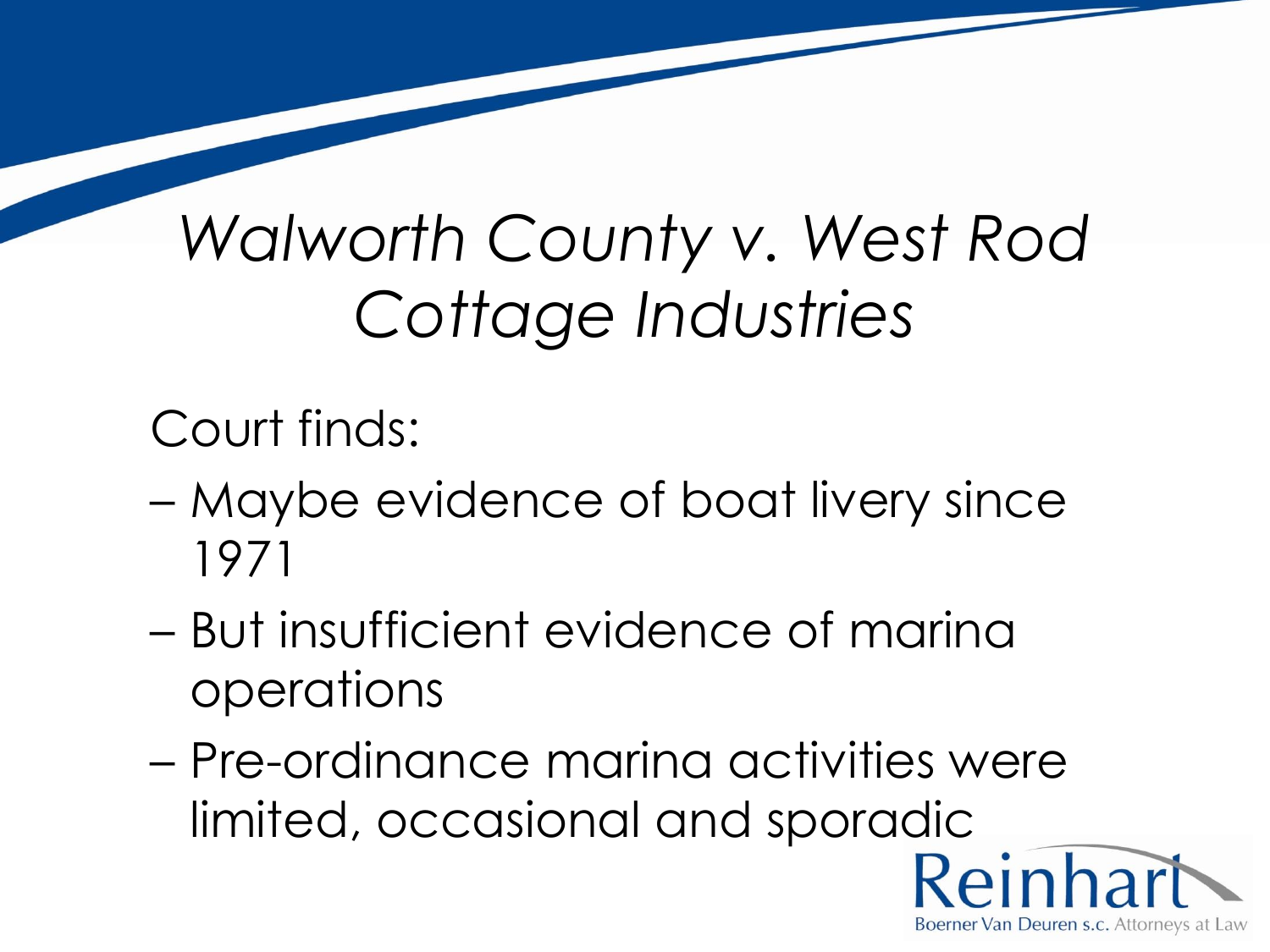# *Walworth County v. West Rod Cottage Industries*

Court finds:

- Maybe evidence of boat livery since 1971
- But insufficient evidence of marina operations
- Pre-ordinance marina activities were limited, occasional and sporadic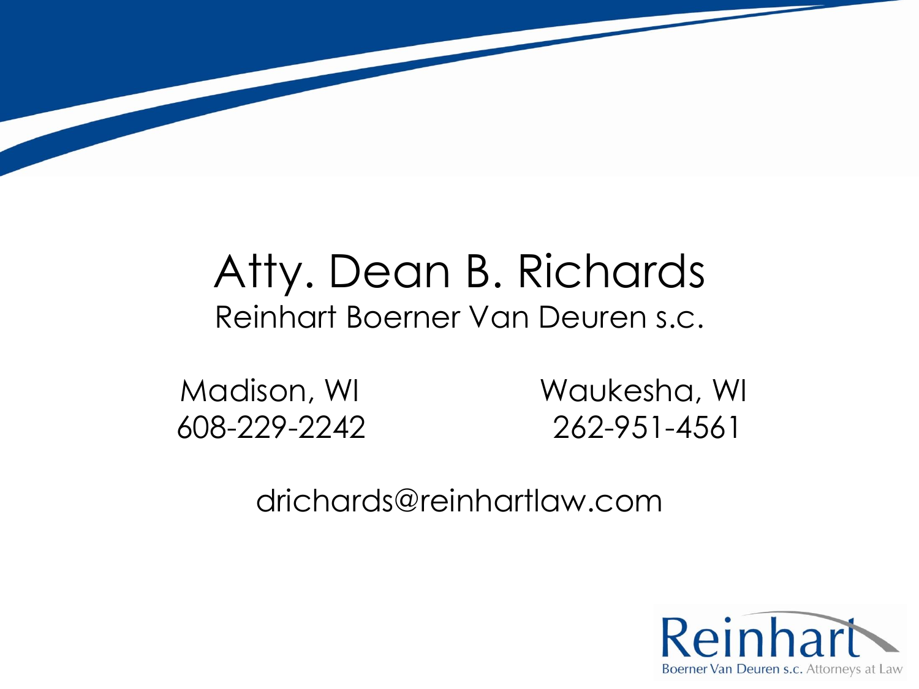# Atty. Dean B. Richards

Reinhart Boerner Van Deuren s.c.

Madison, WI
608-229-2242

Waukesha, WI
262-951-4561

drichards@reinhartlaw.com

Reinhart
Boerner Van Deuren s.c. Attorneys at Law